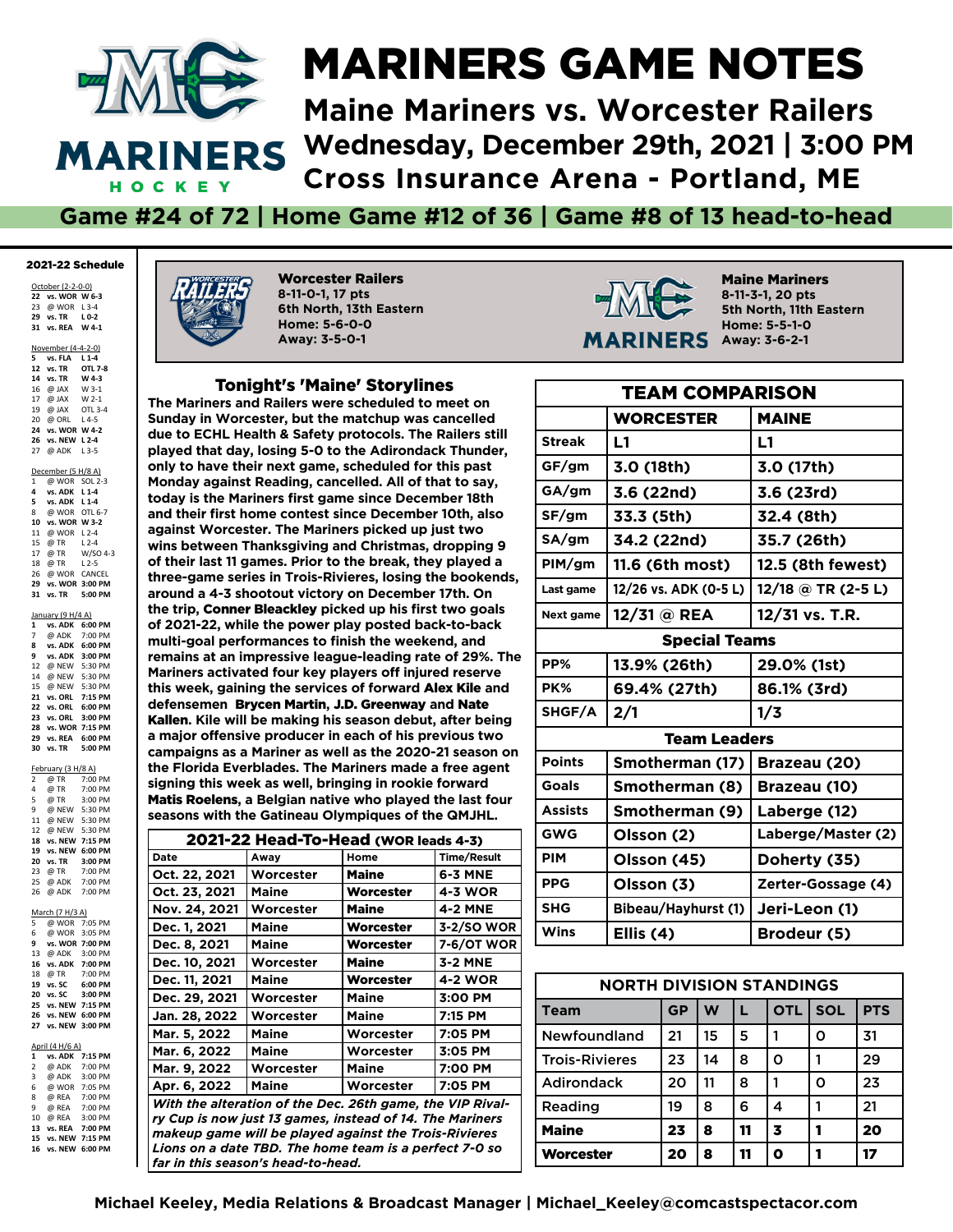# MARINERS GAME NOTES

## Maine Mariners vs. Worcester Railers
## Wednesday, December 29th, 2021 | 3:00 PM
## Cross Insurance Arena - Portland, ME

**Game #24 of 72 | Home Game #12 of 36 | Game #8 of 13 head-to-head**

### 2021-22 Schedule

**October (2-2-0-0)**
- **22 vs. WOR W 6-3**
- 23 @ WOR L 3-4
- **29 vs. TR L 0-2**
- **31 vs. REA W 4-1**

**November (4-4-2-0)**
- **5 vs. FLA L 1-4**
- **12 vs. TR OTL 7-8**
- **14 vs. TR W 4-3**
- 16 @ JAX W 3-1
- 17 @ JAX W 2-1
- 19 @ JAX OTL 3-4
- 20 @ ORL L 4-5
- **24 vs. WOR W 4-2**
- **26 vs. NEW L 2-4**
- 27 @ ADK L 3-5

**December (5 H/8 A)**
- 1 @ WOR SOL 2-3
- **4 vs. ADK L 1-4**
- **5 vs. ADK L 1-4**
- 8 @ WOR OTL 6-7
- **10 vs. WOR W 3-2**
- 11 @ WOR L 2-4
- 15 @ TR L 2-4
- 17 @ TR W/SO 4-3
- 18 @ TR L 2-5
- 26 @ WOR CANCEL
- **29 vs. WOR 3:00 PM**
- **31 vs. TR 5:00 PM**

**January (9 H/4 A)**
- **1 vs. ADK 6:00 PM**
- 7 @ ADK 7:00 PM
- **8 vs. ADK 6:00 PM**
- **9 vs. ADK 3:00 PM**
- 12 @ NEW 5:30 PM
- 14 @ NEW 5:30 PM
- 15 @ NEW 5:30 PM
- **21 vs. ORL 7:15 PM**
- **22 vs. ORL 6:00 PM**
- **23 vs. ORL 3:00 PM**
- **28 vs. WOR 7:15 PM**
- **29 vs. REA 6:00 PM**
- **30 vs. TR 5:00 PM**

**February (3 H/8 A)**
- 2 @ TR 7:00 PM
- 4 @ TR 7:00 PM
- 5 @ TR 3:00 PM
- 9 @ NEW 5:30 PM
- 11 @ NEW 5:30 PM
- 12 @ NEW 5:30 PM
- **18 vs. NEW 7:15 PM**
- **19 vs. NEW 6:00 PM**
- **20 vs. TR 3:00 PM**
- 23 @ TR 7:00 PM
- 25 @ ADK 7:00 PM
- 26 @ ADK 7:00 PM

**March (7 H/3 A)**
- 5 @ WOR 7:05 PM
- 6 @ WOR 3:05 PM
- **9 vs. WOR 7:00 PM**
- 13 @ ADK 3:00 PM
- **16 vs. ADK 7:00 PM**
- 18 @ TR 7:00 PM
- **19 vs. SC 6:00 PM**
- **20 vs. SC 3:00 PM**
- **25 vs. NEW 7:15 PM**
- **26 vs. NEW 6:00 PM**
- **27 vs. NEW 3:00 PM**

**April (4 H/6 A)**
- **1 vs. ADK 7:15 PM**
- 2 @ ADK 7:00 PM
- 3 @ ADK 3:00 PM
- 6 @ WOR 7:05 PM
- 8 @ REA 7:00 PM
- 9 @ REA 7:00 PM
- 10 @ REA 3:00 PM
- **13 vs. REA 7:00 PM**
- **15 vs. NEW 7:15 PM**
- **16 vs. NEW 6:00 PM**

**Worcester Railers**
8-11-0-1, 17 pts
6th North, 13th Eastern
Home: 5-6-0-0
Away: 3-5-0-1

**Maine Mariners**
8-11-3-1, 20 pts
5th North, 11th Eastern
Home: 5-5-1-0
Away: 3-6-2-1

### Tonight's 'Maine' Storylines

The Mariners and Railers were scheduled to meet on Sunday in Worcester, but the matchup was cancelled due to ECHL Health & Safety protocols. The Railers still played that day, losing 5-0 to the Adirondack Thunder, only to have their next game, scheduled for this past Monday against Reading, cancelled. All of that to say, today is the Mariners first game since December 18th and their first home contest since December 10th, also against Worcester. The Mariners picked up just two wins between Thanksgiving and Christmas, dropping 9 of their last 11 games. Prior to the break, they played a three-game series in Trois-Rivieres, losing the bookends, around a 4-3 shootout victory on December 17th. On the trip, **Conner Bleackley** picked up his first two goals of 2021-22, while the power play posted back-to-back multi-goal performances to finish the weekend, and remains at an impressive league-leading rate of 29%. The Mariners activated four key players off injured reserve this week, gaining the services of forward **Alex Kile** and defensemen **Brycen Martin**, **J.D. Greenway** and **Nate Kallen**. Kile will be making his season debut, after being a major offensive producer in each of his previous two campaigns as a Mariner as well as the 2020-21 season on the Florida Everblades. The Mariners made a free agent signing this week as well, bringing in rookie forward **Matis Roelens**, a Belgian native who played the last four seasons with the Gatineau Olympiques of the QMJHL.

### 2021-22 Head-To-Head (WOR leads 4-3)

| Date | Away | Home | Time/Result |
|---|---|---|---|
| Oct. 22, 2021 | Worcester | **Maine** | 6-3 MNE |
| Oct. 23, 2021 | Maine | **Worcester** | 4-3 WOR |
| Nov. 24, 2021 | Worcester | **Maine** | 4-2 MNE |
| Dec. 1, 2021 | Maine | **Worcester** | 3-2/SO WOR |
| Dec. 8, 2021 | Maine | **Worcester** | 7-6/OT WOR |
| Dec. 10, 2021 | Worcester | **Maine** | 3-2 MNE |
| Dec. 11, 2021 | Maine | **Worcester** | 4-2 WOR |
| Dec. 29, 2021 | Worcester | Maine | 3:00 PM |
| Jan. 28, 2022 | Worcester | Maine | 7:15 PM |
| Mar. 5, 2022 | Maine | Worcester | 7:05 PM |
| Mar. 6, 2022 | Maine | Worcester | 3:05 PM |
| Mar. 9, 2022 | Worcester | Maine | 7:00 PM |
| Apr. 6, 2022 | Maine | Worcester | 7:05 PM |

*With the alteration of the Dec. 26th game, the VIP Rivalry Cup is now just 13 games, instead of 14. The Mariners makeup game will be played against the Trois-Rivieres Lions on a date TBD. The home team is a perfect 7-0 so far in this season's head-to-head.*

### TEAM COMPARISON

| | WORCESTER | MAINE |
|---|---|---|
| Streak | L1 | L1 |
| GF/gm | 3.0 (18th) | 3.0 (17th) |
| GA/gm | 3.6 (22nd) | 3.6 (23rd) |
| SF/gm | 33.3 (5th) | 32.4 (8th) |
| SA/gm | 34.2 (22nd) | 35.7 (26th) |
| PIM/gm | 11.6 (6th most) | 12.5 (8th fewest) |
| Last game | 12/26 vs. ADK (0-5 L) | 12/18 @ TR (2-5 L) |
| Next game | 12/31 @ REA | 12/31 vs. T.R. |
| **Special Teams** | | |
| PP% | 13.9% (26th) | 29.0% (1st) |
| PK% | 69.4% (27th) | 86.1% (3rd) |
| SHGF/A | 2/1 | 1/3 |
| **Team Leaders** | | |
| Points | Smotherman (17) | Brazeau (20) |
| Goals | Smotherman (8) | Brazeau (10) |
| Assists | Smotherman (9) | Laberge (12) |
| GWG | Olsson (2) | Laberge/Master (2) |
| PIM | Olsson (45) | Doherty (35) |
| PPG | Olsson (3) | Zerter-Gossage (4) |
| SHG | Bibeau/Hayhurst (1) | Jeri-Leon (1) |
| Wins | Ellis (4) | Brodeur (5) |

### NORTH DIVISION STANDINGS

| Team | GP | W | L | OTL | SOL | PTS |
|---|---|---|---|---|---|---|
| Newfoundland | 21 | 15 | 5 | 1 | 0 | 31 |
| Trois-Rivieres | 23 | 14 | 8 | 0 | 1 | 29 |
| Adirondack | 20 | 11 | 8 | 1 | 0 | 23 |
| Reading | 19 | 8 | 6 | 4 | 1 | 21 |
| **Maine** | **23** | **8** | **11** | **3** | **1** | **20** |
| **Worcester** | **20** | **8** | **11** | **0** | **1** | **17** |

Michael Keeley, Media Relations & Broadcast Manager | Michael_Keeley@comcastspectacor.com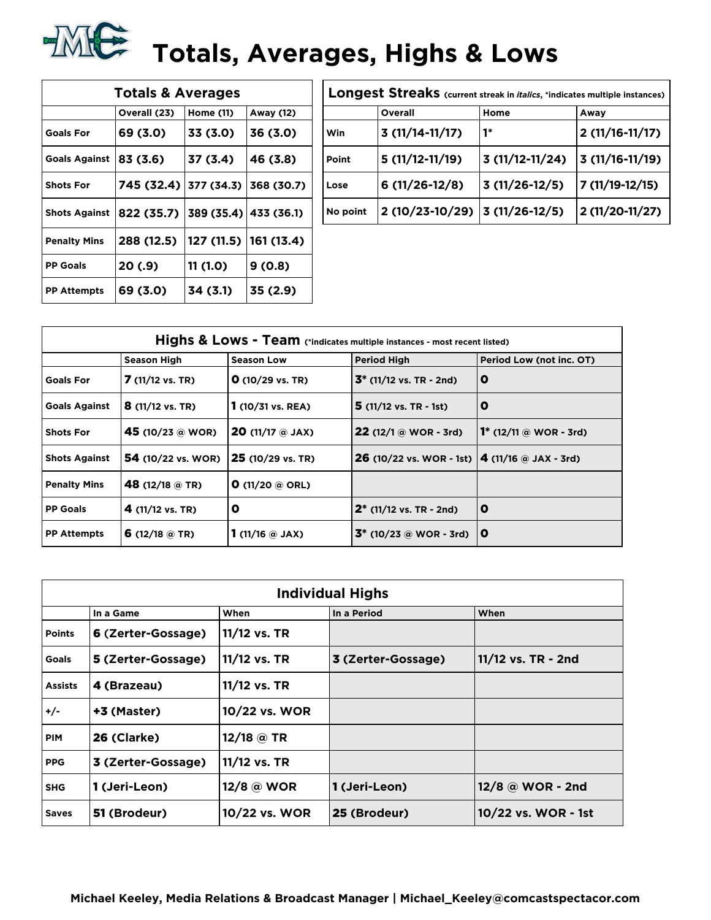# Totals, Averages, Highs & Lows

| Totals & Averages | Overall (23) | Home (11) | Away (12) |
|---|---|---|---|
| Goals For | 69 (3.0) | 33 (3.0) | 36 (3.0) |
| Goals Against | 83 (3.6) | 37 (3.4) | 46 (3.8) |
| Shots For | 745 (32.4) | 377 (34.3) | 368 (30.7) |
| Shots Against | 822 (35.7) | 389 (35.4) | 433 (36.1) |
| Penalty Mins | 288 (12.5) | 127 (11.5) | 161 (13.4) |
| PP Goals | 20 (.9) | 11 (1.0) | 9 (0.8) |
| PP Attempts | 69 (3.0) | 34 (3.1) | 35 (2.9) |

**Longest Streaks** (current streak in *italics*, *indicates multiple instances)

| | Overall | Home | Away |
|---|---|---|---|
| Win | 3 (11/14-11/17) | 1* | 2 (11/16-11/17) |
| Point | 5 (11/12-11/19) | 3 (11/12-11/24) | 3 (11/16-11/19) |
| Lose | 6 (11/26-12/8) | 3 (11/26-12/5) | 7 (11/19-12/15) |
| No point | 2 (10/23-10/29) | 3 (11/26-12/5) | 2 (11/20-11/27) |

**Highs & Lows - Team** (*indicates multiple instances - most recent listed)

| | Season High | Season Low | Period High | Period Low (not inc. OT) |
|---|---|---|---|---|
| Goals For | 7 (11/12 vs. TR) | 0 (10/29 vs. TR) | 3* (11/12 vs. TR - 2nd) | 0 |
| Goals Against | 8 (11/12 vs. TR) | 1 (10/31 vs. REA) | 5 (11/12 vs. TR - 1st) | 0 |
| Shots For | 45 (10/23 @ WOR) | 20 (11/17 @ JAX) | 22 (12/1 @ WOR - 3rd) | 1* (12/11 @ WOR - 3rd) |
| Shots Against | 54 (10/22 vs. WOR) | 25 (10/29 vs. TR) | 26 (10/22 vs. WOR - 1st) | 4 (11/16 @ JAX - 3rd) |
| Penalty Mins | 48 (12/18 @ TR) | 0 (11/20 @ ORL) | | |
| PP Goals | 4 (11/12 vs. TR) | 0 | 2* (11/12 vs. TR - 2nd) | 0 |
| PP Attempts | 6 (12/18 @ TR) | 1 (11/16 @ JAX) | 3* (10/23 @ WOR - 3rd) | 0 |

**Individual Highs**

| | In a Game | When | In a Period | When |
|---|---|---|---|---|
| Points | 6 (Zerter-Gossage) | 11/12 vs. TR | | |
| Goals | 5 (Zerter-Gossage) | 11/12 vs. TR | 3 (Zerter-Gossage) | 11/12 vs. TR - 2nd |
| Assists | 4 (Brazeau) | 11/12 vs. TR | | |
| +/- | +3 (Master) | 10/22 vs. WOR | | |
| PIM | 26 (Clarke) | 12/18 @ TR | | |
| PPG | 3 (Zerter-Gossage) | 11/12 vs. TR | | |
| SHG | 1 (Jeri-Leon) | 12/8 @ WOR | 1 (Jeri-Leon) | 12/8 @ WOR - 2nd |
| Saves | 51 (Brodeur) | 10/22 vs. WOR | 25 (Brodeur) | 10/22 vs. WOR - 1st |

**Michael Keeley, Media Relations & Broadcast Manager | Michael_Keeley@comcastspectacor.com**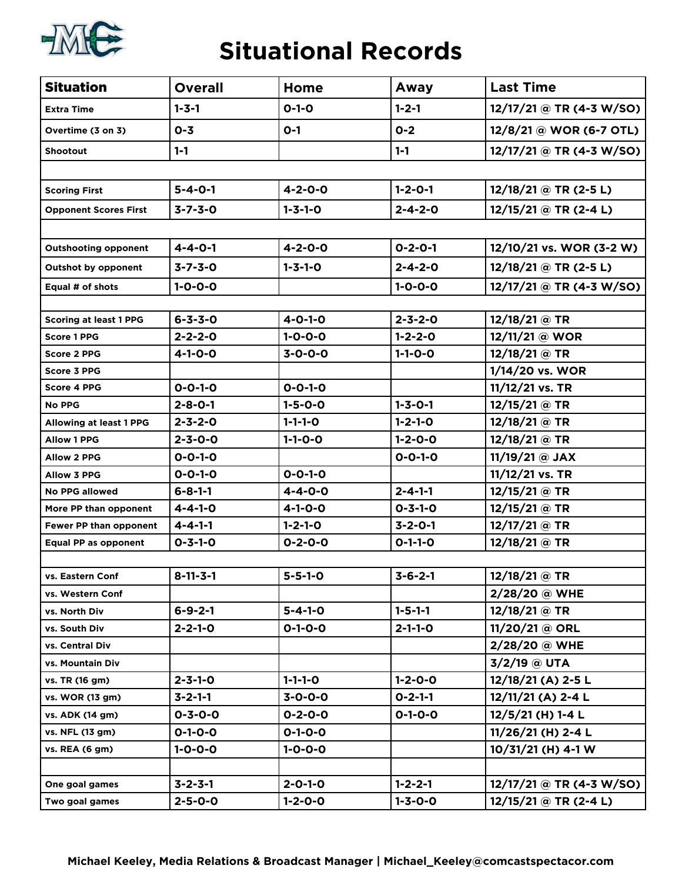# Situational Records

| Situation | Overall | Home | Away | Last Time |
|---|---|---|---|---|
| Extra Time | 1-3-1 | 0-1-0 | 1-2-1 | 12/17/21 @ TR (4-3 W/SO) |
| Overtime (3 on 3) | 0-3 | 0-1 | 0-2 | 12/8/21 @ WOR (6-7 OTL) |
| Shootout | 1-1 | | 1-1 | 12/17/21 @ TR (4-3 W/SO) |
| | | | | |
| Scoring First | 5-4-0-1 | 4-2-0-0 | 1-2-0-1 | 12/18/21 @ TR (2-5 L) |
| Opponent Scores First | 3-7-3-0 | 1-3-1-0 | 2-4-2-0 | 12/15/21 @ TR (2-4 L) |
| | | | | |
| Outshooting opponent | 4-4-0-1 | 4-2-0-0 | 0-2-0-1 | 12/10/21 vs. WOR (3-2 W) |
| Outshot by opponent | 3-7-3-0 | 1-3-1-0 | 2-4-2-0 | 12/18/21 @ TR (2-5 L) |
| Equal # of shots | 1-0-0-0 | | 1-0-0-0 | 12/17/21 @ TR (4-3 W/SO) |
| | | | | |
| Scoring at least 1 PPG | 6-3-3-0 | 4-0-1-0 | 2-3-2-0 | 12/18/21 @ TR |
| Score 1 PPG | 2-2-2-0 | 1-0-0-0 | 1-2-2-0 | 12/11/21 @ WOR |
| Score 2 PPG | 4-1-0-0 | 3-0-0-0 | 1-1-0-0 | 12/18/21 @ TR |
| Score 3 PPG | | | | 1/14/20 vs. WOR |
| Score 4 PPG | 0-0-1-0 | 0-0-1-0 | | 11/12/21 vs. TR |
| No PPG | 2-8-0-1 | 1-5-0-0 | 1-3-0-1 | 12/15/21 @ TR |
| Allowing at least 1 PPG | 2-3-2-0 | 1-1-1-0 | 1-2-1-0 | 12/18/21 @ TR |
| Allow 1 PPG | 2-3-0-0 | 1-1-0-0 | 1-2-0-0 | 12/18/21 @ TR |
| Allow 2 PPG | 0-0-1-0 | | 0-0-1-0 | 11/19/21 @ JAX |
| Allow 3 PPG | 0-0-1-0 | 0-0-1-0 | | 11/12/21 vs. TR |
| No PPG allowed | 6-8-1-1 | 4-4-0-0 | 2-4-1-1 | 12/15/21 @ TR |
| More PP than opponent | 4-4-1-0 | 4-1-0-0 | 0-3-1-0 | 12/15/21 @ TR |
| Fewer PP than opponent | 4-4-1-1 | 1-2-1-0 | 3-2-0-1 | 12/17/21 @ TR |
| Equal PP as opponent | 0-3-1-0 | 0-2-0-0 | 0-1-1-0 | 12/18/21 @ TR |
| | | | | |
| vs. Eastern Conf | 8-11-3-1 | 5-5-1-0 | 3-6-2-1 | 12/18/21 @ TR |
| vs. Western Conf | | | | 2/28/20 @ WHE |
| vs. North Div | 6-9-2-1 | 5-4-1-0 | 1-5-1-1 | 12/18/21 @ TR |
| vs. South Div | 2-2-1-0 | 0-1-0-0 | 2-1-1-0 | 11/20/21 @ ORL |
| vs. Central Div | | | | 2/28/20 @ WHE |
| vs. Mountain Div | | | | 3/2/19 @ UTA |
| vs. TR (16 gm) | 2-3-1-0 | 1-1-1-0 | 1-2-0-0 | 12/18/21 (A) 2-5 L |
| vs. WOR (13 gm) | 3-2-1-1 | 3-0-0-0 | 0-2-1-1 | 12/11/21 (A) 2-4 L |
| vs. ADK (14 gm) | 0-3-0-0 | 0-2-0-0 | 0-1-0-0 | 12/5/21 (H) 1-4 L |
| vs. NFL (13 gm) | 0-1-0-0 | 0-1-0-0 | | 11/26/21 (H) 2-4 L |
| vs. REA (6 gm) | 1-0-0-0 | 1-0-0-0 | | 10/31/21 (H) 4-1 W |
| | | | | |
| One goal games | 3-2-3-1 | 2-0-1-0 | 1-2-2-1 | 12/17/21 @ TR (4-3 W/SO) |
| Two goal games | 2-5-0-0 | 1-2-0-0 | 1-3-0-0 | 12/15/21 @ TR (2-4 L) |

**Michael Keeley, Media Relations & Broadcast Manager | Michael_Keeley@comcastspectacor.com**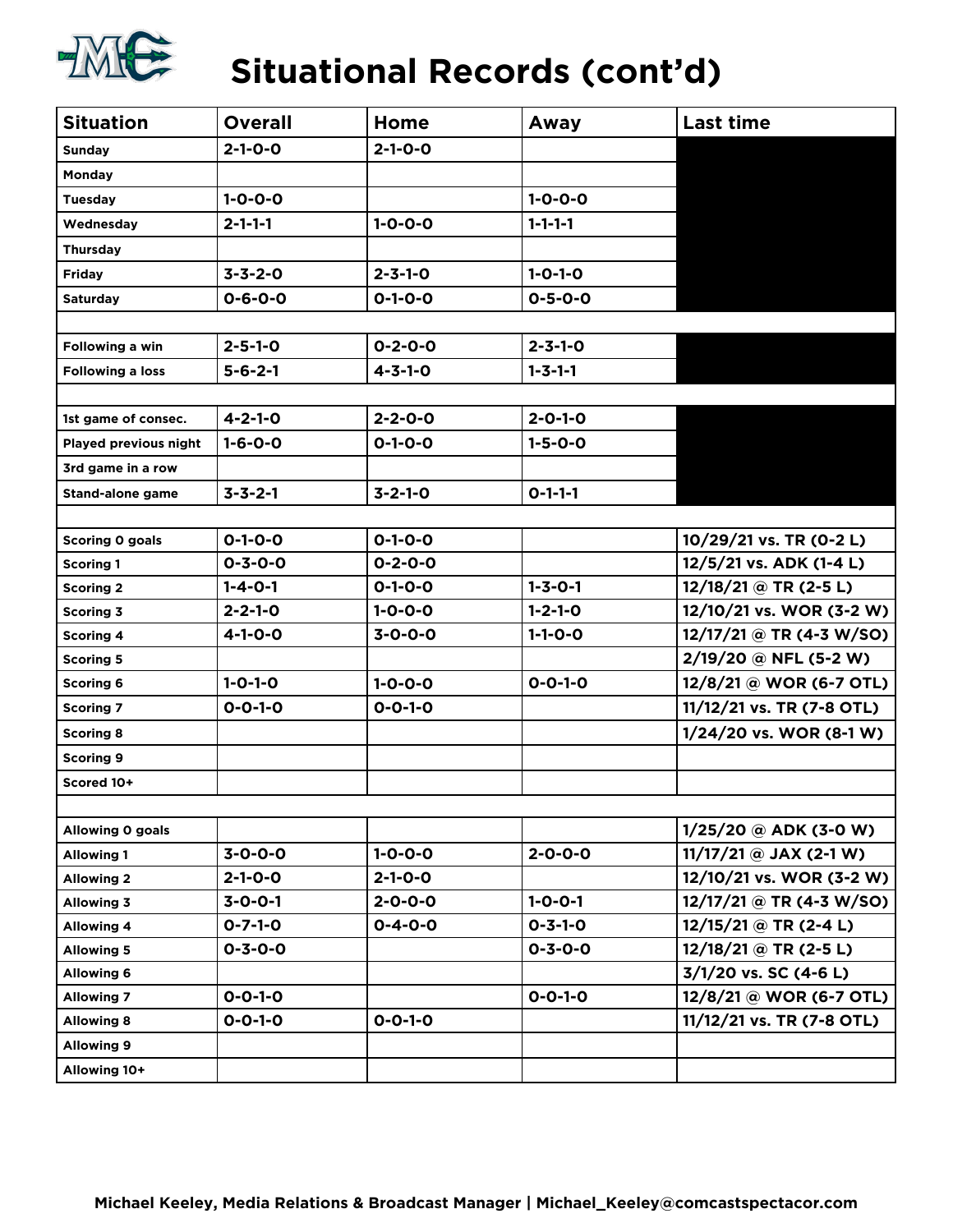# Situational Records (cont'd)

| Situation | Overall | Home | Away | Last time |
|---|---|---|---|---|
| Sunday | 2-1-0-0 | 2-1-0-0 | | |
| Monday | | | | |
| Tuesday | 1-0-0-0 | | 1-0-0-0 | |
| Wednesday | 2-1-1-1 | 1-0-0-0 | 1-1-1-1 | |
| Thursday | | | | |
| Friday | 3-3-2-0 | 2-3-1-0 | 1-0-1-0 | |
| Saturday | 0-6-0-0 | 0-1-0-0 | 0-5-0-0 | |
| | | | | |
| Following a win | 2-5-1-0 | 0-2-0-0 | 2-3-1-0 | |
| Following a loss | 5-6-2-1 | 4-3-1-0 | 1-3-1-1 | |
| | | | | |
| 1st game of consec. | 4-2-1-0 | 2-2-0-0 | 2-0-1-0 | |
| Played previous night | 1-6-0-0 | 0-1-0-0 | 1-5-0-0 | |
| 3rd game in a row | | | | |
| Stand-alone game | 3-3-2-1 | 3-2-1-0 | 0-1-1-1 | |
| | | | | |
| Scoring 0 goals | 0-1-0-0 | 0-1-0-0 | | 10/29/21 vs. TR (0-2 L) |
| Scoring 1 | 0-3-0-0 | 0-2-0-0 | | 12/5/21 vs. ADK (1-4 L) |
| Scoring 2 | 1-4-0-1 | 0-1-0-0 | 1-3-0-1 | 12/18/21 @ TR (2-5 L) |
| Scoring 3 | 2-2-1-0 | 1-0-0-0 | 1-2-1-0 | 12/10/21 vs. WOR (3-2 W) |
| Scoring 4 | 4-1-0-0 | 3-0-0-0 | 1-1-0-0 | 12/17/21 @ TR (4-3 W/SO) |
| Scoring 5 | | | | 2/19/20 @ NFL (5-2 W) |
| Scoring 6 | 1-0-1-0 | 1-0-0-0 | 0-0-1-0 | 12/8/21 @ WOR (6-7 OTL) |
| Scoring 7 | 0-0-1-0 | 0-0-1-0 | | 11/12/21 vs. TR (7-8 OTL) |
| Scoring 8 | | | | 1/24/20 vs. WOR (8-1 W) |
| Scoring 9 | | | | |
| Scored 10+ | | | | |
| | | | | |
| Allowing 0 goals | | | | 1/25/20 @ ADK (3-0 W) |
| Allowing 1 | 3-0-0-0 | 1-0-0-0 | 2-0-0-0 | 11/17/21 @ JAX (2-1 W) |
| Allowing 2 | 2-1-0-0 | 2-1-0-0 | | 12/10/21 vs. WOR (3-2 W) |
| Allowing 3 | 3-0-0-1 | 2-0-0-0 | 1-0-0-1 | 12/17/21 @ TR (4-3 W/SO) |
| Allowing 4 | 0-7-1-0 | 0-4-0-0 | 0-3-1-0 | 12/15/21 @ TR (2-4 L) |
| Allowing 5 | 0-3-0-0 | | 0-3-0-0 | 12/18/21 @ TR (2-5 L) |
| Allowing 6 | | | | 3/1/20 vs. SC (4-6 L) |
| Allowing 7 | 0-0-1-0 | | 0-0-1-0 | 12/8/21 @ WOR (6-7 OTL) |
| Allowing 8 | 0-0-1-0 | 0-0-1-0 | | 11/12/21 vs. TR (7-8 OTL) |
| Allowing 9 | | | | |
| Allowing 10+ | | | | |

Michael Keeley, Media Relations & Broadcast Manager | Michael_Keeley@comcastspectacor.com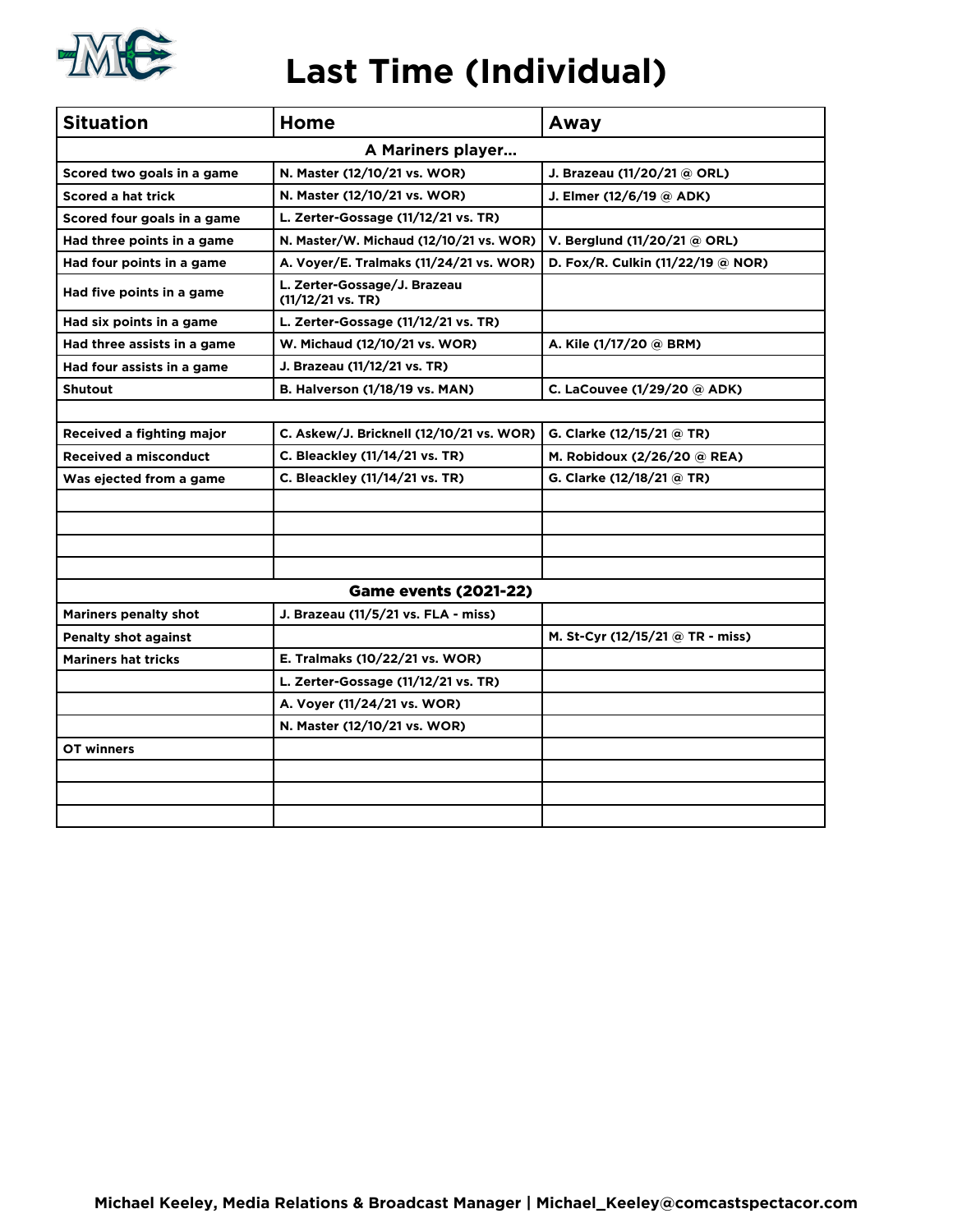# Last Time (Individual)

| Situation | Home | Away |
|---|---|---|
| **A Mariners player…** | | |
| Scored two goals in a game | N. Master (12/10/21 vs. WOR) | J. Brazeau (11/20/21 @ ORL) |
| Scored a hat trick | N. Master (12/10/21 vs. WOR) | J. Elmer (12/6/19 @ ADK) |
| Scored four goals in a game | L. Zerter-Gossage (11/12/21 vs. TR) | |
| Had three points in a game | N. Master/W. Michaud (12/10/21 vs. WOR) | V. Berglund (11/20/21 @ ORL) |
| Had four points in a game | A. Voyer/E. Tralmaks (11/24/21 vs. WOR) | D. Fox/R. Culkin (11/22/19 @ NOR) |
| Had five points in a game | L. Zerter-Gossage/J. Brazeau (11/12/21 vs. TR) | |
| Had six points in a game | L. Zerter-Gossage (11/12/21 vs. TR) | |
| Had three assists in a game | W. Michaud (12/10/21 vs. WOR) | A. Kile (1/17/20 @ BRM) |
| Had four assists in a game | J. Brazeau (11/12/21 vs. TR) | |
| Shutout | B. Halverson (1/18/19 vs. MAN) | C. LaCouvee (1/29/20 @ ADK) |
| | | |
| Received a fighting major | C. Askew/J. Bricknell (12/10/21 vs. WOR) | G. Clarke (12/15/21 @ TR) |
| Received a misconduct | C. Bleackley (11/14/21 vs. TR) | M. Robidoux (2/26/20 @ REA) |
| Was ejected from a game | C. Bleackley (11/14/21 vs. TR) | G. Clarke (12/18/21 @ TR) |
| | | |
| | | |
| | | |
| | | |
| **Game events (2021-22)** | | |
| Mariners penalty shot | J. Brazeau (11/5/21 vs. FLA - miss) | |
| Penalty shot against | | M. St-Cyr (12/15/21 @ TR - miss) |
| Mariners hat tricks | E. Tralmaks (10/22/21 vs. WOR) | |
| | L. Zerter-Gossage (11/12/21 vs. TR) | |
| | A. Voyer (11/24/21 vs. WOR) | |
| | N. Master (12/10/21 vs. WOR) | |
| OT winners | | |
| | | |
| | | |
| | | |

Michael Keeley, Media Relations & Broadcast Manager | Michael_Keeley@comcastspectacor.com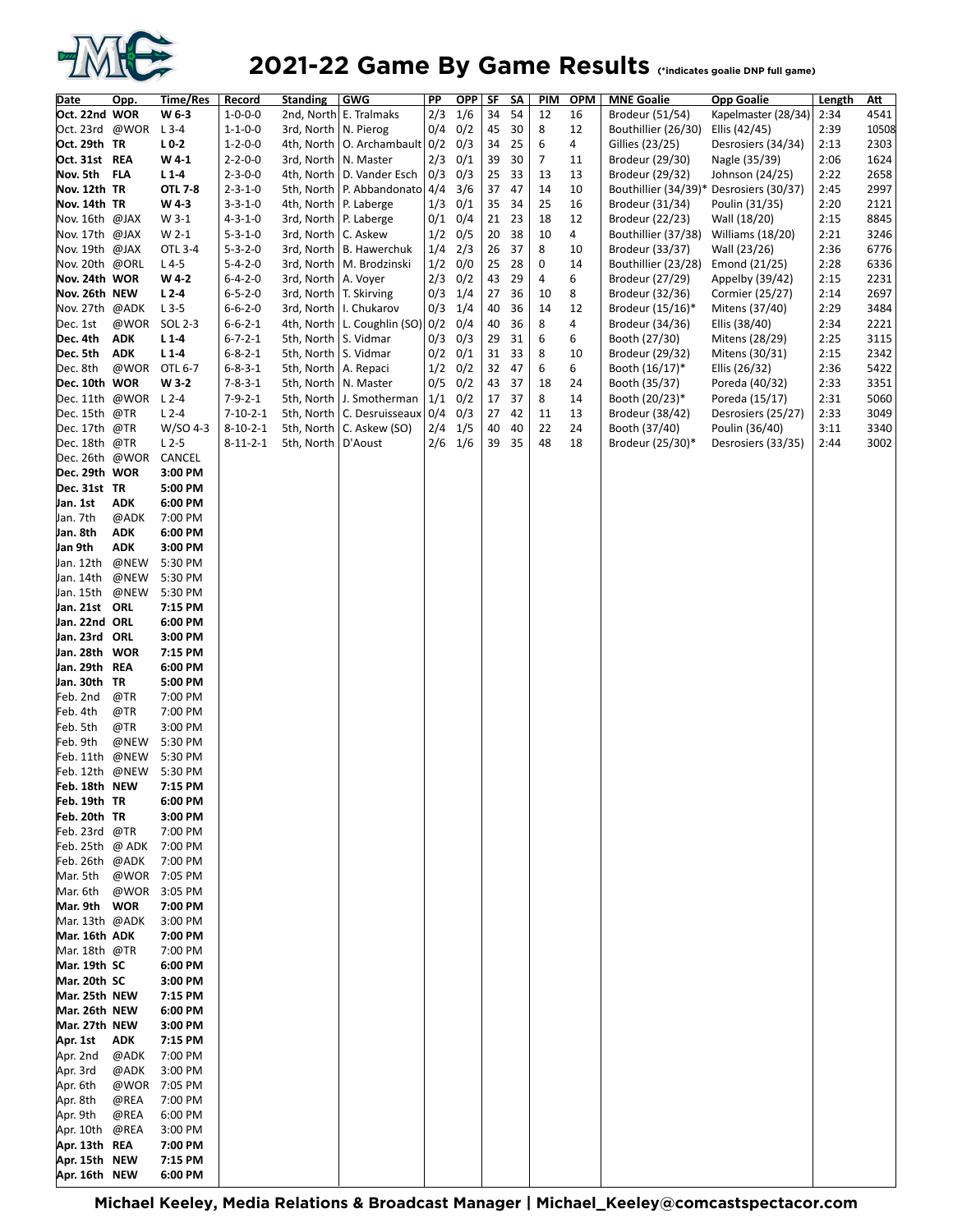# 2021-22 Game By Game Results (*indicates goalie DNP full game)

| Date | Opp. | Time/Res | Record | Standing | GWG | PP | OPP | SF | SA | PIM | OPM | MNE Goalie | Opp Goalie | Length | Att |
|---|---|---|---|---|---|---|---|---|---|---|---|---|---|---|---|
| **Oct. 22nd** | **WOR** | **W 6-3** | 1-0-0-0 | 2nd, North | E. Tralmaks | 2/3 | 1/6 | 34 | 54 | 12 | 16 | Brodeur (51/54) | Kapelmaster (28/34) | 2:34 | 4541 |
| Oct. 23rd | @WOR | L 3-4 | 1-1-0-0 | 3rd, North | N. Pierog | 0/4 | 0/2 | 45 | 30 | 8 | 12 | Bouthillier (26/30) | Ellis (42/45) | 2:39 | 10508 |
| **Oct. 29th** | **TR** | **L 0-2** | 1-2-0-0 | 4th, North | O. Archambault | 0/2 | 0/3 | 34 | 25 | 6 | 4 | Gillies (23/25) | Desrosiers (34/34) | 2:13 | 2303 |
| **Oct. 31st** | **REA** | **W 4-1** | 2-2-0-0 | 3rd, North | N. Master | 2/3 | 0/1 | 39 | 30 | 7 | 11 | Brodeur (29/30) | Nagle (35/39) | 2:06 | 1624 |
| **Nov. 5th** | **FLA** | **L 1-4** | 2-3-0-0 | 4th, North | D. Vander Esch | 0/3 | 0/3 | 25 | 33 | 13 | 13 | Brodeur (29/32) | Johnson (24/25) | 2:22 | 2658 |
| **Nov. 12th** | **TR** | **OTL 7-8** | 2-3-1-0 | 5th, North | P. Abbandonato | 4/4 | 3/6 | 37 | 47 | 14 | 10 | Bouthillier (34/39)* | Desrosiers (30/37) | 2:45 | 2997 |
| **Nov. 14th** | **TR** | **W 4-3** | 3-3-1-0 | 4th, North | P. Laberge | 1/3 | 0/1 | 35 | 34 | 25 | 16 | Brodeur (31/34) | Poulin (31/35) | 2:20 | 2121 |
| Nov. 16th | @JAX | W 3-1 | 4-3-1-0 | 3rd, North | P. Laberge | 0/1 | 0/4 | 21 | 23 | 18 | 12 | Brodeur (22/23) | Wall (18/20) | 2:15 | 8845 |
| Nov. 17th | @JAX | W 2-1 | 5-3-1-0 | 3rd, North | C. Askew | 1/2 | 0/5 | 20 | 38 | 10 | 4 | Bouthillier (37/38) | Williams (18/20) | 2:21 | 3246 |
| Nov. 19th | @JAX | OTL 3-4 | 5-3-2-0 | 3rd, North | B. Hawerchuk | 1/4 | 2/3 | 26 | 37 | 8 | 10 | Brodeur (33/37) | Wall (23/26) | 2:36 | 6776 |
| Nov. 20th | @ORL | L 4-5 | 5-4-2-0 | 3rd, North | M. Brodzinski | 1/2 | 0/0 | 25 | 28 | 0 | 14 | Bouthillier (23/28) | Emond (21/25) | 2:28 | 6336 |
| **Nov. 24th** | **WOR** | **W 4-2** | 6-4-2-0 | 3rd, North | A. Voyer | 2/3 | 0/2 | 43 | 29 | 4 | 6 | Brodeur (27/29) | Appelby (39/42) | 2:15 | 2231 |
| **Nov. 26th** | **NEW** | **L 2-4** | 6-5-2-0 | 3rd, North | T. Skirving | 0/3 | 1/4 | 27 | 36 | 10 | 8 | Brodeur (32/36) | Cormier (25/27) | 2:14 | 2697 |
| Nov. 27th | @ADK | L 3-5 | 6-6-2-0 | 3rd, North | I. Chukarov | 0/3 | 1/4 | 40 | 36 | 14 | 12 | Brodeur (15/16)* | Mitens (37/40) | 2:29 | 3484 |
| Dec. 1st | @WOR | SOL 2-3 | 6-6-2-1 | 4th, North | L. Coughlin (SO) | 0/2 | 0/4 | 40 | 36 | 8 | 4 | Brodeur (34/36) | Ellis (38/40) | 2:34 | 2221 |
| **Dec. 4th** | **ADK** | **L 1-4** | 6-7-2-1 | 5th, North | S. Vidmar | 0/3 | 0/3 | 29 | 31 | 6 | 6 | Booth (27/30) | Mitens (28/29) | 2:25 | 3115 |
| **Dec. 5th** | **ADK** | **L 1-4** | 6-8-2-1 | 5th, North | S. Vidmar | 0/2 | 0/1 | 31 | 33 | 8 | 10 | Brodeur (29/32) | Mitens (30/31) | 2:15 | 2342 |
| Dec. 8th | @WOR | OTL 6-7 | 6-8-3-1 | 5th, North | A. Repaci | 1/2 | 0/2 | 32 | 47 | 6 | 6 | Booth (16/17)* | Ellis (26/32) | 2:36 | 5422 |
| **Dec. 10th** | **WOR** | **W 3-2** | 7-8-3-1 | 5th, North | N. Master | 0/5 | 0/2 | 43 | 37 | 18 | 24 | Booth (35/37) | Poreda (40/32) | 2:33 | 3351 |
| Dec. 11th | @WOR | L 2-4 | 7-9-2-1 | 5th, North | J. Smotherman | 1/1 | 0/2 | 17 | 37 | 8 | 14 | Booth (20/23)* | Poreda (15/17) | 2:31 | 5060 |
| Dec. 15th | @TR | L 2-4 | 7-10-2-1 | 5th, North | C. Desruisseaux | 0/4 | 0/3 | 27 | 42 | 11 | 13 | Brodeur (38/42) | Desrosiers (25/27) | 2:33 | 3049 |
| Dec. 17th | @TR | W/SO 4-3 | 8-10-2-1 | 5th, North | C. Askew (SO) | 2/4 | 1/5 | 40 | 40 | 22 | 24 | Booth (37/40) | Poulin (36/40) | 3:11 | 3340 |
| Dec. 18th | @TR | L 2-5 | 8-11-2-1 | 5th, North | D'Aoust | 2/6 | 1/6 | 39 | 35 | 48 | 18 | Brodeur (25/30)* | Desrosiers (33/35) | 2:44 | 3002 |
| Dec. 26th | @WOR | CANCEL | | | | | | | | | | | | | |
| **Dec. 29th** | **WOR** | **3:00 PM** | | | | | | | | | | | | | |
| **Dec. 31st** | **TR** | **5:00 PM** | | | | | | | | | | | | | |
| **Jan. 1st** | **ADK** | **6:00 PM** | | | | | | | | | | | | | |
| Jan. 7th | @ADK | 7:00 PM | | | | | | | | | | | | | |
| **Jan. 8th** | **ADK** | **6:00 PM** | | | | | | | | | | | | | |
| **Jan 9th** | **ADK** | **3:00 PM** | | | | | | | | | | | | | |
| Jan. 12th | @NEW | 5:30 PM | | | | | | | | | | | | | |
| Jan. 14th | @NEW | 5:30 PM | | | | | | | | | | | | | |
| Jan. 15th | @NEW | 5:30 PM | | | | | | | | | | | | | |
| **Jan. 21st** | **ORL** | **7:15 PM** | | | | | | | | | | | | | |
| **Jan. 22nd** | **ORL** | **6:00 PM** | | | | | | | | | | | | | |
| **Jan. 23rd** | **ORL** | **3:00 PM** | | | | | | | | | | | | | |
| **Jan. 28th** | **WOR** | **7:15 PM** | | | | | | | | | | | | | |
| **Jan. 29th** | **REA** | **6:00 PM** | | | | | | | | | | | | | |
| **Jan. 30th** | **TR** | **5:00 PM** | | | | | | | | | | | | | |
| Feb. 2nd | @TR | 7:00 PM | | | | | | | | | | | | | |
| Feb. 4th | @TR | 7:00 PM | | | | | | | | | | | | | |
| Feb. 5th | @TR | 3:00 PM | | | | | | | | | | | | | |
| Feb. 9th | @NEW | 5:30 PM | | | | | | | | | | | | | |
| Feb. 11th | @NEW | 5:30 PM | | | | | | | | | | | | | |
| Feb. 12th | @NEW | 5:30 PM | | | | | | | | | | | | | |
| **Feb. 18th** | **NEW** | **7:15 PM** | | | | | | | | | | | | | |
| **Feb. 19th** | **TR** | **6:00 PM** | | | | | | | | | | | | | |
| **Feb. 20th** | **TR** | **3:00 PM** | | | | | | | | | | | | | |
| Feb. 23rd | @TR | 7:00 PM | | | | | | | | | | | | | |
| Feb. 25th | @ ADK | 7:00 PM | | | | | | | | | | | | | |
| Feb. 26th | @ADK | 7:00 PM | | | | | | | | | | | | | |
| Mar. 5th | @WOR | 7:05 PM | | | | | | | | | | | | | |
| Mar. 6th | @WOR | 3:05 PM | | | | | | | | | | | | | |
| **Mar. 9th** | **WOR** | **7:00 PM** | | | | | | | | | | | | | |
| Mar. 13th | @ADK | 3:00 PM | | | | | | | | | | | | | |
| **Mar. 16th** | **ADK** | **7:00 PM** | | | | | | | | | | | | | |
| Mar. 18th | @TR | 7:00 PM | | | | | | | | | | | | | |
| **Mar. 19th** | **SC** | **6:00 PM** | | | | | | | | | | | | | |
| **Mar. 20th** | **SC** | **3:00 PM** | | | | | | | | | | | | | |
| **Mar. 25th** | **NEW** | **7:15 PM** | | | | | | | | | | | | | |
| **Mar. 26th** | **NEW** | **6:00 PM** | | | | | | | | | | | | | |
| **Mar. 27th** | **NEW** | **3:00 PM** | | | | | | | | | | | | | |
| **Apr. 1st** | **ADK** | **7:15 PM** | | | | | | | | | | | | | |
| Apr. 2nd | @ADK | 7:00 PM | | | | | | | | | | | | | |
| Apr. 3rd | @ADK | 3:00 PM | | | | | | | | | | | | | |
| Apr. 6th | @WOR | 7:05 PM | | | | | | | | | | | | | |
| Apr. 8th | @REA | 7:00 PM | | | | | | | | | | | | | |
| Apr. 9th | @REA | 6:00 PM | | | | | | | | | | | | | |
| Apr. 10th | @REA | 3:00 PM | | | | | | | | | | | | | |
| **Apr. 13th** | **REA** | **7:00 PM** | | | | | | | | | | | | | |
| **Apr. 15th** | **NEW** | **7:15 PM** | | | | | | | | | | | | | |
| **Apr. 16th** | **NEW** | **6:00 PM** | | | | | | | | | | | | | |

**Michael Keeley, Media Relations & Broadcast Manager | Michael_Keeley@comcastspectacor.com**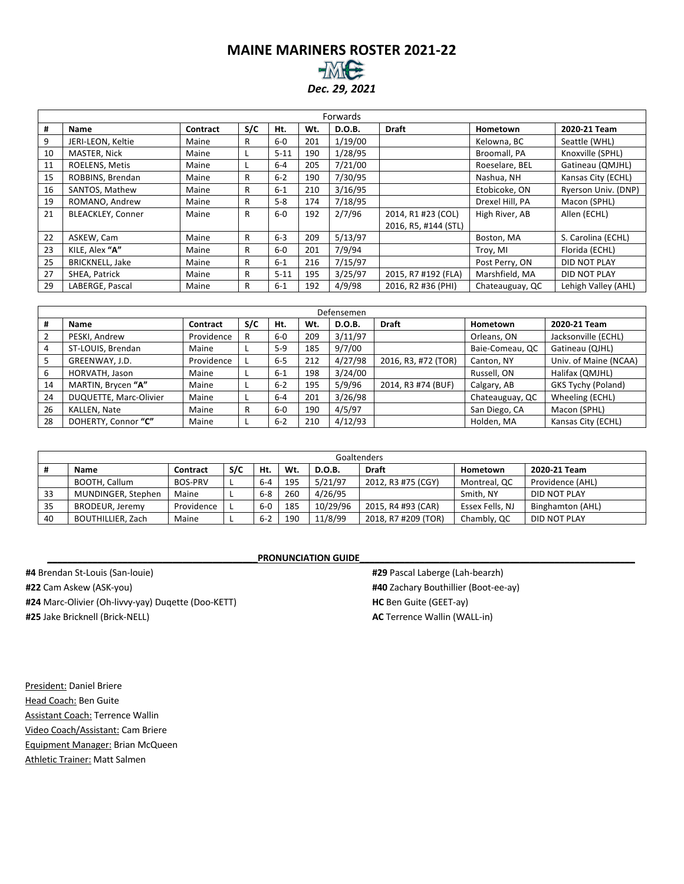# MAINE MARINERS ROSTER 2021-22

***Dec. 29, 2021***

| Forwards | | | | | | | | | |
|---|---|---|---|---|---|---|---|---|---|
| **#** | **Name** | **Contract** | **S/C** | **Ht.** | **Wt.** | **D.O.B.** | **Draft** | **Hometown** | **2020-21 Team** |
| 9 | JERI-LEON, Keltie | Maine | R | 6-0 | 201 | 1/19/00 | | Kelowna, BC | Seattle (WHL) |
| 10 | MASTER, Nick | Maine | L | 5-11 | 190 | 1/28/95 | | Broomall, PA | Knoxville (SPHL) |
| 11 | ROELENS, Metis | Maine | L | 6-4 | 205 | 7/21/00 | | Roeselare, BEL | Gatineau (QMJHL) |
| 15 | ROBBINS, Brendan | Maine | R | 6-2 | 190 | 7/30/95 | | Nashua, NH | Kansas City (ECHL) |
| 16 | SANTOS, Mathew | Maine | R | 6-1 | 210 | 3/16/95 | | Etobicoke, ON | Ryerson Univ. (DNP) |
| 19 | ROMANO, Andrew | Maine | R | 5-8 | 174 | 7/18/95 | | Drexel Hill, PA | Macon (SPHL) |
| 21 | BLEACKLEY, Conner | Maine | R | 6-0 | 192 | 2/7/96 | 2014, R1 #23 (COL) 2016, R5, #144 (STL) | High River, AB | Allen (ECHL) |
| 22 | ASKEW, Cam | Maine | R | 6-3 | 209 | 5/13/97 | | Boston, MA | S. Carolina (ECHL) |
| 23 | KILE, Alex **"A"** | Maine | R | 6-0 | 201 | 7/9/94 | | Troy, MI | Florida (ECHL) |
| 25 | BRICKNELL, Jake | Maine | R | 6-1 | 216 | 7/15/97 | | Post Perry, ON | DID NOT PLAY |
| 27 | SHEA, Patrick | Maine | R | 5-11 | 195 | 3/25/97 | 2015, R7 #192 (FLA) | Marshfield, MA | DID NOT PLAY |
| 29 | LABERGE, Pascal | Maine | R | 6-1 | 192 | 4/9/98 | 2016, R2 #36 (PHI) | Chateauguay, QC | Lehigh Valley (AHL) |

| Defensemen | | | | | | | | | |
|---|---|---|---|---|---|---|---|---|---|
| **#** | **Name** | **Contract** | **S/C** | **Ht.** | **Wt.** | **D.O.B.** | **Draft** | **Hometown** | **2020-21 Team** |
| 2 | PESKI, Andrew | Providence | R | 6-0 | 209 | 3/11/97 | | Orleans, ON | Jacksonville (ECHL) |
| 4 | ST-LOUIS, Brendan | Maine | L | 5-9 | 185 | 9/7/00 | | Baie-Comeau, QC | Gatineau (QJHL) |
| 5 | GREENWAY, J.D. | Providence | L | 6-5 | 212 | 4/27/98 | 2016, R3, #72 (TOR) | Canton, NY | Univ. of Maine (NCAA) |
| 6 | HORVATH, Jason | Maine | L | 6-1 | 198 | 3/24/00 | | Russell, ON | Halifax (QMJHL) |
| 14 | MARTIN, Brycen **"A"** | Maine | L | 6-2 | 195 | 5/9/96 | 2014, R3 #74 (BUF) | Calgary, AB | GKS Tychy (Poland) |
| 24 | DUQUETTE, Marc-Olivier | Maine | L | 6-4 | 201 | 3/26/98 | | Chateauguay, QC | Wheeling (ECHL) |
| 26 | KALLEN, Nate | Maine | R | 6-0 | 190 | 4/5/97 | | San Diego, CA | Macon (SPHL) |
| 28 | DOHERTY, Connor **"C"** | Maine | L | 6-2 | 210 | 4/12/93 | | Holden, MA | Kansas City (ECHL) |

| Goaltenders | | | | | | | | | |
|---|---|---|---|---|---|---|---|---|---|
| **#** | **Name** | **Contract** | **S/C** | **Ht.** | **Wt.** | **D.O.B.** | **Draft** | **Hometown** | **2020-21 Team** |
| | BOOTH, Callum | BOS-PRV | L | 6-4 | 195 | 5/21/97 | 2012, R3 #75 (CGY) | Montreal, QC | Providence (AHL) |
| 33 | MUNDINGER, Stephen | Maine | L | 6-8 | 260 | 4/26/95 | | Smith, NY | DID NOT PLAY |
| 35 | BRODEUR, Jeremy | Providence | L | 6-0 | 185 | 10/29/96 | 2015, R4 #93 (CAR) | Essex Fells, NJ | Binghamton (AHL) |
| 40 | BOUTHILLIER, Zach | Maine | L | 6-2 | 190 | 11/8/99 | 2018, R7 #209 (TOR) | Chambly, QC | DID NOT PLAY |

**PRONUNCIATION GUIDE**

**#4** Brendan St-Louis (San-louie)
**#22** Cam Askew (ASK-you)
**#24** Marc-Olivier (Oh-livvy-yay) Duqette (Doo-KETT)
**#25** Jake Bricknell (Brick-NELL)
**#29** Pascal Laberge (Lah-bearzh)
**#40** Zachary Bouthillier (Boot-ee-ay)
**HC** Ben Guite (GEET-ay)
**AC** Terrence Wallin (WALL-in)

President: Daniel Briere
Head Coach: Ben Guite
Assistant Coach: Terrence Wallin
Video Coach/Assistant: Cam Briere
Equipment Manager: Brian McQueen
Athletic Trainer: Matt Salmen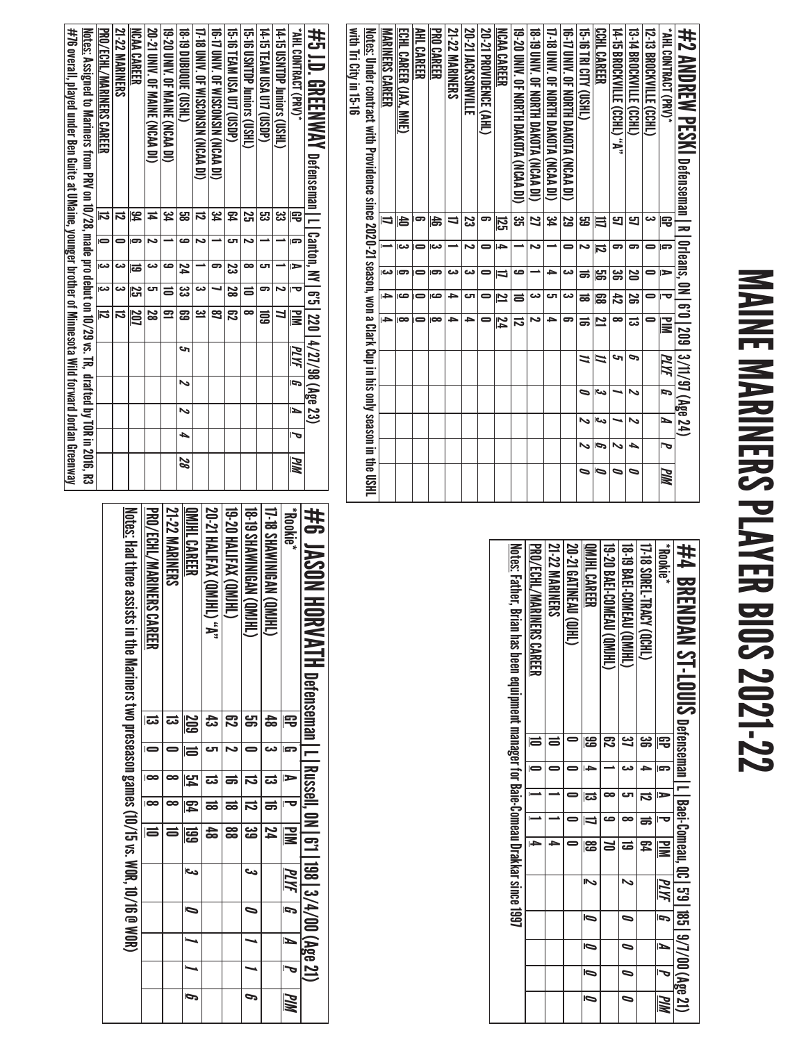# MAINE MARINERS PLAYER BIOS 2021-22

## #2 ANDREW PESKI Defenseman | R | Orleans, ON | 6'0 | 209 | 3/11/97 (Age 24)

| *AHL CONTRACT (PRV)* | GP | G | A | P | PIM | PLYF | G | A | P | PIM |
|---|---|---|---|---|---|---|---|---|---|---|
| 12-13 BROCKVILLE (CCHL) | 3 | 0 | 0 | 0 | 0 | | | | | |
| 13-14 BROCKVILLE (CCHL) | 57 | 6 | 20 | 26 | 13 | 6 | 2 | 2 | 4 | 0 |
| 14-15 BROCKVILLE (CCHL) "A" | 57 | 6 | 36 | 42 | 8 | 5 | 1 | 1 | 2 | 0 |
| CCHL CAREER | 117 | 12 | 56 | 68 | 21 | 11 | 3 | 3 | 6 | 0 |
| 15-16 TRI CITY (USHL) | 59 | 2 | 16 | 18 | 16 | 11 | 0 | 2 | 2 | 0 |
| 16-17 UNIV. OF NORTH DAKOTA (NCAA DI) | 29 | 0 | 3 | 3 | 6 | | | | | |
| 17-18 UNIV. OF NORTH DAKOTA (NCAA DI) | 34 | 1 | 4 | 5 | 4 | | | | | |
| 18-19 UNIV. OF NORTH DAKOTA (NCAA DI) | 27 | 2 | 1 | 3 | 2 | | | | | |
| 19-20 UNIV. OF NORTH DAKOTA (NCAA DI) | 35 | 1 | 9 | 10 | 12 | | | | | |
| NCAA CAREER | 125 | 4 | 17 | 21 | 24 | | | | | |
| 20-21 PROVIDENCE (AHL) | 6 | 0 | 0 | 0 | 0 | | | | | |
| 20-21 JACKSONVILLE | 23 | 2 | 3 | 5 | 4 | | | | | |
| 21-22 MARINERS | 17 | 1 | 3 | 4 | 4 | | | | | |
| PRO CAREER | 46 | 3 | 6 | 9 | 8 | | | | | |
| AHL CAREER | 6 | 0 | 0 | 0 | 0 | | | | | |
| ECHL CAREER (JAX, MNE) | 40 | 3 | 6 | 9 | 8 | | | | | |
| MARINERS CAREER | 17 | 1 | 3 | 4 | 4 | | | | | |

Notes: Under contract with Providence since 2020-21 season, won a Clark Cup in his only season in the USHL with Tri City in 15-16

## #4 BRENDAN ST-LOUIS Defenseman | L | Baei-Comeau, QC | 5'9 | 185 | 9/7/00 (Age 21)

| *Rookie* | GP | G | A | P | PIM | PLYF | G | A | P | PIM |
|---|---|---|---|---|---|---|---|---|---|---|
| 17-18 SOREL-TRACY (QCHL) | 36 | 4 | 12 | 16 | 64 | | | | | |
| 18-19 BAEI-COMEAU (QMJHL) | 37 | 3 | 5 | 8 | 19 | 2 | 0 | 0 | 0 | 0 |
| 19-20 BAEI-COMEAU (QMJHL) | 62 | 1 | 8 | 9 | 70 | | | | | |
| QMJHL CAREER | 99 | 4 | 13 | 17 | 89 | 2 | 0 | 0 | 0 | 0 |
| 20-21 GATINEAU (QJHL) | 0 | 0 | 0 | 0 | 0 | | | | | |
| 21-22 MARINERS | 10 | 0 | 1 | 1 | 4 | | | | | |
| PRO/ECHL/MARINERS CAREER | 10 | 0 | 1 | 1 | 4 | | | | | |

Notes: Father, Brian has been equipment manager for Baie-Comeau Drakkar since 1997

## #5 J.D. GREENWAY Defenseman | L | Canton, NY | 6'5 | 220 | 4/27/98 (Age 23)

| *AHL CONTRACT (PRV)* | GP | G | A | P | PIM | PLYF | G | A | P | PIM |
|---|---|---|---|---|---|---|---|---|---|---|
| 14-15 USNTDP Juniors (USHL) | 33 | 1 | 1 | 2 | 77 | | | | | |
| 14-15 TEAM USA U17 (USDP) | 53 | 1 | 5 | 6 | 109 | | | | | |
| 15-16 USNTDP Juniors (USHL) | 25 | 2 | 8 | 10 | 8 | | | | | |
| 15-16 TEAM USA U17 (USDP) | 64 | 5 | 23 | 28 | 62 | | | | | |
| 16-17 UNIV. OF WISCONSIN (NCAA DI) | 34 | 1 | 6 | 7 | 87 | | | | | |
| 17-18 UNIV. OF WISCONSIN (NCAA DI) | 12 | 2 | 1 | 3 | 31 | | | | | |
| 18-19 DUBUQUE (USHL) | 58 | 9 | 24 | 33 | 69 | 5 | 2 | 2 | 4 | 28 |
| 19-20 UNIV. OF MAINE (NCAA DI) | 34 | 1 | 9 | 10 | 61 | | | | | |
| 20-21 UNIV. OF MAINE (NCAA DI) | 14 | 2 | 3 | 5 | 28 | | | | | |
| NCAA CAREER | 94 | 6 | 19 | 25 | 207 | | | | | |
| 21-22 MARINERS | 12 | 0 | 3 | 3 | 12 | | | | | |
| PRO/ECHL/MARINERS CAREER | 12 | 0 | 3 | 3 | 12 | | | | | |

Notes: Assigned to Mariners from PRV on 10/28, made pro debut on 10/29 vs. TR, drafted by TOR in 2016, R3 #76 overall, played under Ben Guite at UMaine, younger brother of Minnesota Wild forward Jordan Greenway

## #6 JASON HORVATH Defenseman | L | Russell, ON | 6'1 | 198 | 3/4/00 (Age 21)

| *Rookie* | GP | G | A | P | PIM | PLYF | G | A | P | PIM |
|---|---|---|---|---|---|---|---|---|---|---|
| 17-18 SHAWINIGAN (QMJHL) | 48 | 3 | 13 | 16 | 24 | | | | | |
| 18-19 SHAWINIGAN (QMJHL) | 56 | 0 | 12 | 12 | 39 | 3 | 0 | 1 | 1 | 6 |
| 19-20 HALIFAX (QMJHL) | 62 | 2 | 16 | 18 | 88 | | | | | |
| 20-21 HALIFAX (QMJHL) "A" | 43 | 5 | 13 | 18 | 48 | | | | | |
| QMJHL CAREER | 209 | 10 | 54 | 64 | 199 | 3 | 0 | 1 | 1 | 6 |
| 21-22 MARINERS | 13 | 0 | 8 | 8 | 10 | | | | | |
| PRO/ECHL/MARINERS CAREER | 13 | 0 | 8 | 8 | 10 | | | | | |

Notes: Had three assists in the Mariners two preseason games (10/15 vs. WOR, 10/16 @ WOR)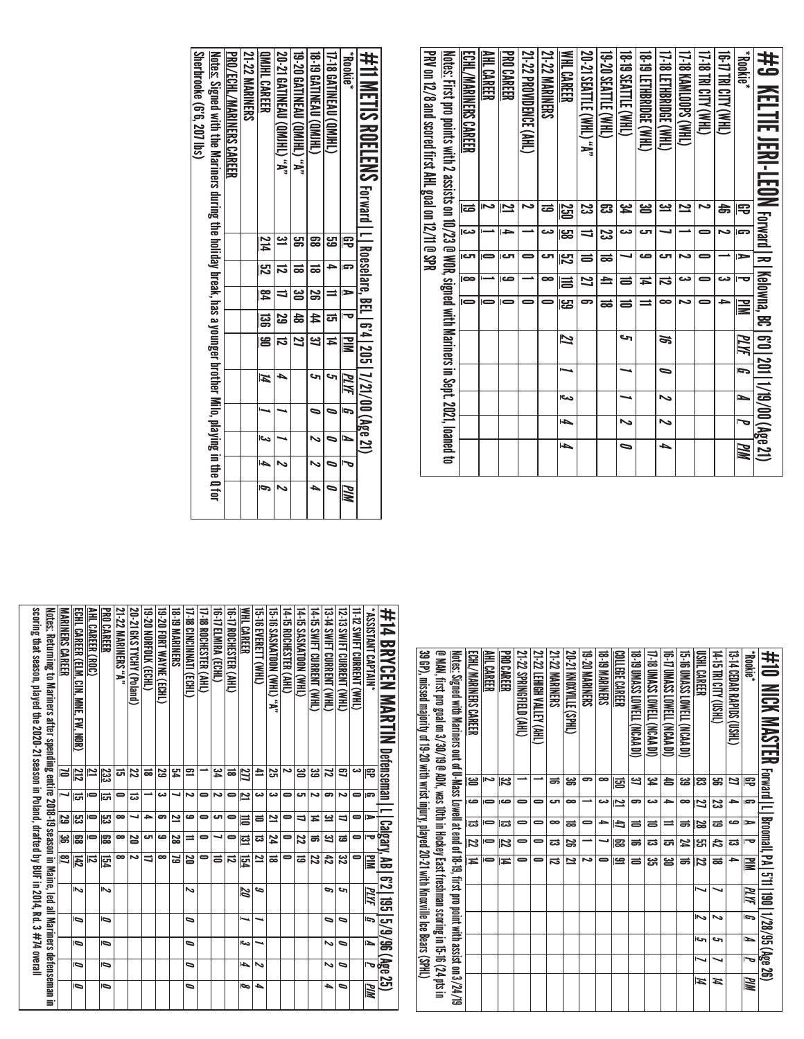## #9 KELTIE JERI-LEON Forward | R | Kelowna, BC | 6'0 | 201 | 1/19/00 (Age 21)

| *Rookie* | GP | G | A | P | PIM | *PLYF* | *G* | *A* | *P* | *PIM* |
|---|---|---|---|---|---|---|---|---|---|---|
| 16-17 TRI CITY (WHL) | 46 | 2 | 1 | 3 | 4 | | | | | |
| 17-18 TRI CITY (WHL) | 2 | 0 | 0 | 0 | 0 | | | | | |
| 17-18 KAMLOOPS (WHL) | 21 | 1 | 2 | 3 | 2 | | | | | |
| 17-18 LETHBRIDGE (WHL) | 31 | 7 | 5 | 12 | 8 | *16* | *0* | *2* | *2* | *4* |
| 18-19 LETHBRIDGE (WHL) | 30 | 5 | 9 | 14 | 11 | | | | | |
| 18-19 SEATTLE (WHL) | 34 | 3 | 7 | 10 | 10 | *5* | *1* | *1* | *2* | *0* |
| 19-20 SEATTLE (WHL) | 63 | 23 | 18 | 41 | 18 | | | | | |
| 20-21 SEATTLE (WHL) "A" | 23 | 17 | 10 | 27 | 6 | | | | | |
| WHL CAREER | 250 | 58 | 52 | 110 | 59 | *21* | *1* | *3* | *4* | *4* |
| 21-22 MARINERS | 19 | 3 | 5 | 8 | 0 | | | | | |
| 21-22 PROVIDENCE (AHL) | 2 | 1 | 0 | 1 | 0 | | | | | |
| PRO CAREER | 21 | 4 | 5 | 9 | 0 | | | | | |
| AHL CAREER | 2 | 1 | 0 | 1 | 0 | | | | | |
| ECHL/MARINERS CAREER | 19 | 3 | 5 | 8 | 0 | | | | | |

Notes: First pro points with 2 assists on 10/23 @ WOR, signed with Mariners in Sept. 2021, loaned to PRV on 12/8 and scored first AHL goal on 12/11 @ SPR

## #11 METIS ROELENS Forward | L | Roeselare, BEL | 6'4 | 205 | 7/21/00 (Age 21)

| *Rookie* | GP | G | A | P | PIM | *PLYF* | *G* | *A* | *P* | *PIM* |
|---|---|---|---|---|---|---|---|---|---|---|
| 17-18 GATINEAU (QMJHL) | 59 | 4 | 11 | 15 | 14 | *5* | *0* | *0* | *0* | *0* |
| 18-19 GATINEAU (QMJHL) | 68 | 18 | 26 | 44 | 37 | *5* | *0* | *2* | *2* | *4* |
| 19-20 GATINEAU (QMJHL) "A" | 56 | 18 | 30 | 48 | 27 | | | | | |
| 20-21 GATINEAU (QMJHL) "A" | 31 | 12 | 17 | 29 | 12 | *4* | *1* | *1* | *2* | *2* |
| QMJHL CAREER | 214 | 52 | 84 | 136 | 90 | *14* | *1* | *3* | *4* | *6* |
| 21-22 MARINERS | | | | | | | | | | |
| PRO/ECHL/MARINERS CAREER | | | | | | | | | | |

Notes: Signed with the Mariners during the holiday break, has a younger brother Milo, playing in the Q for Sherbrooke (6'6, 207 lbs)

## #10 NICK MASTER Forward | L | Broomall, PA | 5'11 | 190 | 1/28/95 (Age 26)

| *Rookie* | GP | G | A | P | PIM | *PLYF* | *G* | *A* | *P* | *PIM* |
|---|---|---|---|---|---|---|---|---|---|---|
| 13-14 CEDAR RAPIDS (USHL) | 27 | 4 | 9 | 13 | 4 | | | | | |
| 14-15 TRI CITY (USHL) | 56 | 23 | 19 | 42 | 18 | *7* | *2* | *5* | *7* | *14* |
| USHL CAREER | 83 | 27 | 28 | 55 | 22 | *7* | *2* | *5* | *7* | *14* |
| 15-16 UMASS LOWELL (NCAA D1) | 39 | 8 | 16 | 24 | 16 | | | | | |
| 16-17 UMASS LOWELL (NCAA D1) | 40 | 4 | 11 | 15 | 30 | | | | | |
| 17-18 UMASS LOWELL (NCAA D1) | 34 | 3 | 10 | 13 | 35 | | | | | |
| 18-19 UMASS LOWELL (NCAA D1) | 37 | 6 | 16 | 22 | 10 | | | | | |
| COLLEGE CAREER | 150 | 21 | 47 | 68 | 91 | | | | | |
| 18-19 MARINERS | 8 | 3 | 4 | 7 | 0 | | | | | |
| 19-20 MARINERS | 6 | 1 | 0 | 1 | 2 | | | | | |
| 20-21 KNOXVILLE (SPHL) | 36 | 8 | 18 | 26 | 21 | | | | | |
| 21-22 MARINERS | 16 | 5 | 8 | 13 | 12 | | | | | |
| 21-22 LEHIGH VALLEY (AHL) | 1 | 0 | 0 | 0 | 0 | | | | | |
| 21-22 SPRINGFIELD (AHL) | 1 | 0 | 0 | 0 | 0 | | | | | |
| PRO CAREER | 32 | 9 | 13 | 22 | 14 | | | | | |
| AHL CAREER | 2 | 0 | 0 | 0 | 0 | | | | | |
| ECHL/MARINERS CAREER | 30 | 9 | 13 | 22 | 14 | | | | | |

Notes: Signed with Mariners out of U-Mass Lowell at end of 18-19, first pro point with assist on 3/24/19 @ MAN, first pro goal on 3/30/19 @ ADK, was 10th in Hockey East freshman scoring in 15-16 (24 pts in 39 GP), missed majority of 19-20 with wrist injury, played 20-21 with Knoxville Ice Bears (SPHL)

## #14 BRYCEN MARTIN Defenseman | L | Calgary, AB | 6'2 | 195 | 5/9/96 (Age 25)

| *ASSISTANT CAPTAIN* | GP | G | A | P | PIM | *PLYF* | *G* | *A* | *P* | *PIM* |
|---|---|---|---|---|---|---|---|---|---|---|
| 11-12 SWIFT CURRENT (WHL) | 3 | 0 | 0 | 0 | 0 | | | | | |
| 12-13 SWIFT CURRENT (WHL) | 67 | 2 | 17 | 19 | 32 | *5* | *0* | *0* | *0* | *0* |
| 13-14 SWIFT CURRENT (WHL) | 72 | 6 | 31 | 37 | 42 | *6* | *0* | *2* | *2* | *4* |
| 14-15 SWIFT CURRENT (WHL) | 39 | 2 | 14 | 16 | 22 | | | | | |
| 14-15 SASKATOON (WHL) | 30 | 5 | 17 | 22 | 19 | | | | | |
| 14-15 ROCHESTER (AHL) | 2 | 0 | 0 | 0 | 0 | | | | | |
| 15-16 SASKATOON (WHL) "A" | 25 | 3 | 21 | 24 | 18 | | | | | |
| 15-16 EVERETT (WHL) | 41 | 3 | 10 | 13 | 21 | *9* | *1* | *1* | *2* | *4* |
| WHL CAREER | 277 | 21 | 110 | 131 | 154 | *20* | *1* | *3* | *4* | *8* |
| 16-17 ROCHESTER (AHL) | 18 | 0 | 0 | 0 | 12 | | | | | |
| 16-17 ELMIRA (ECHL) | 34 | 2 | 5 | 7 | 10 | | | | | |
| 17-18 ROCHESTER (AHL) | 1 | 0 | 0 | 0 | 0 | | | | | |
| 17-18 CINCINNATI (ECHL) | 61 | 2 | 9 | 11 | 20 | *2* | *0* | *0* | *0* | *0* |
| 18-19 MARINERS | 54 | 7 | 21 | 28 | 79 | | | | | |
| 19-20 FORT WAYNE (ECHL) | 29 | 3 | 6 | 9 | 8 | | | | | |
| 19-20 NORFOLK (ECHL) | 18 | 1 | 4 | 5 | 17 | | | | | |
| 20-21 GKS TYCHY (Poland) | 22 | 13 | 7 | 20 | 2 | | | | | |
| 21-22 MARINERS "A" | 15 | 0 | 8 | 8 | 8 | | | | | |
| PRO CAREER | 233 | 15 | 53 | 68 | 154 | *2* | *0* | *0* | *0* | *0* |
| AHL CAREER (ROC) | 21 | 0 | 0 | 0 | 12 | | | | | |
| ECHL CAREER (ELM, CIN, MNE, FW, NOR) | 212 | 15 | 53 | 68 | 142 | *2* | *0* | *0* | *0* | *0* |
| MARINERS CAREER | 70 | 7 | 29 | 36 | 87 | | | | | |

Notes: Returning to Mariners after spending entire 2018-19 season in Maine, led all Mariners defenseman in scoring that season, played the 2020-21 season in Poland, drafted by BUF in 2014, Rd. 3 #74 overall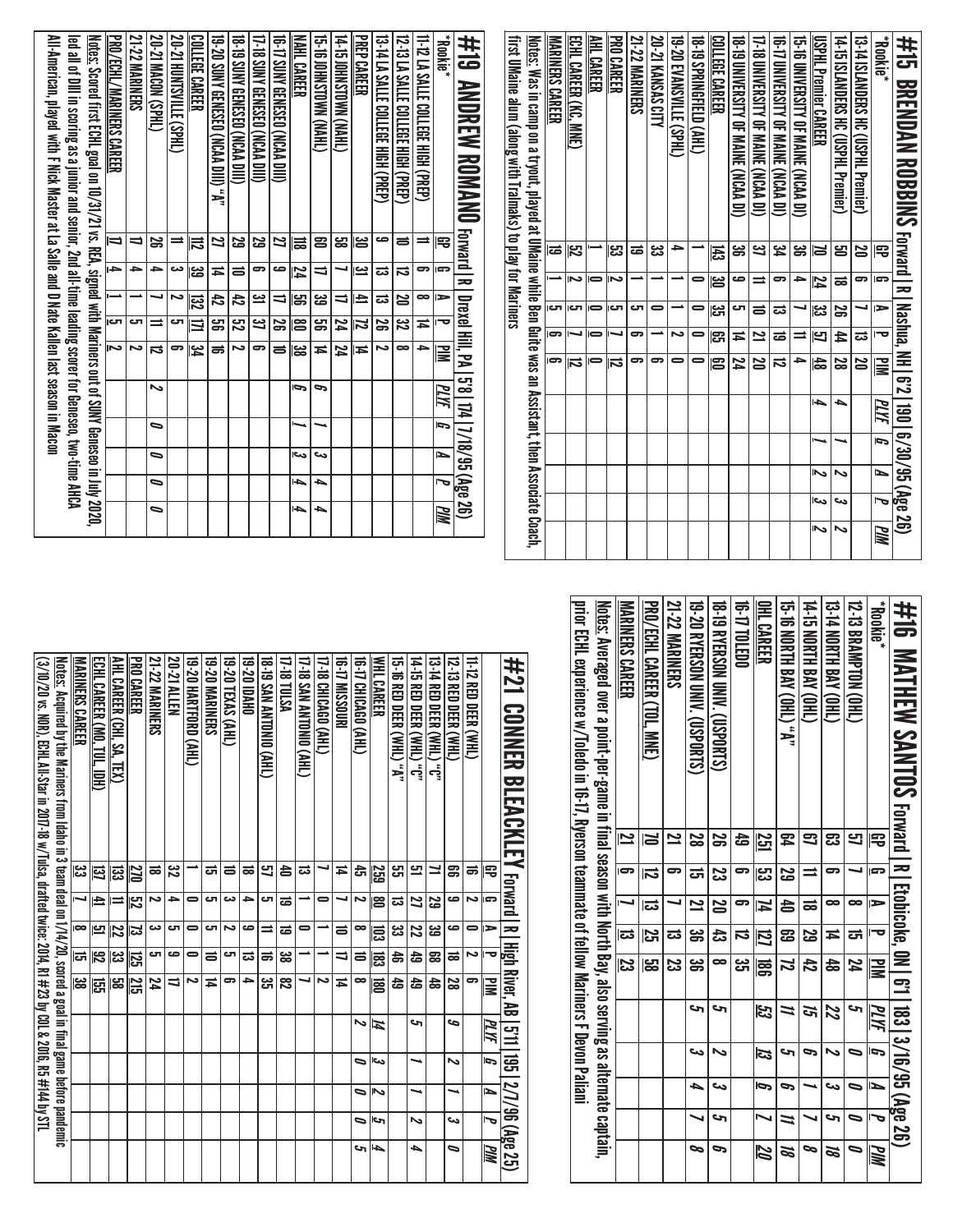# #15 BRENDAN ROBBINS Forward | R | Nashua, NH | 6'2 | 190 | 6/30/95 (Age 26)

| *Rookie* | GP | G | A | P | PIM | *PLYF* | *G* | *A* | *P* | *PIM* |
|---|---|---|---|---|---|---|---|---|---|---|
| 13-14 ISLANDERS HC (USPHL Premier) | 20 | 6 | 7 | 13 | 20 | | | | | |
| 14-15 ISLANDERS HC (USPHL Premier) | 50 | 18 | 26 | 44 | 28 | *4* | *1* | *2* | *3* | *2* |
| USPHL Premier CAREER | 70 | 24 | 33 | 57 | 48 | *4* | *1* | *2* | *3* | *2* |
| 15-16 UNIVERSITY OF MAINE (NCAA DI) | 36 | 4 | 7 | 11 | 4 | | | | | |
| 16-17 UNIVERSITY OF MAINE (NCAA DI) | 34 | 6 | 13 | 19 | 12 | | | | | |
| 17-18 UNIVERSITY OF MAINE (NCAA DI) | 37 | 11 | 10 | 21 | 20 | | | | | |
| 18-19 UNIVERSITY OF MAINE (NCAA DI) | 36 | 9 | 5 | 14 | 24 | | | | | |
| COLLEGE CAREER | 143 | 30 | 35 | 65 | 60 | | | | | |
| 18-19 SPRINGFIELD (AHL) | 1 | 0 | 0 | 0 | 0 | | | | | |
| 19-20 EVANSVILLE (SPHL) | 4 | 1 | 1 | 2 | 0 | | | | | |
| 20-21 KANSAS CITY | 33 | 1 | 0 | 1 | 6 | | | | | |
| 21-22 MARINERS | 19 | 1 | 5 | 6 | 6 | | | | | |
| PRO CAREER | 53 | 2 | 5 | 7 | 12 | | | | | |
| AHL CAREER | 1 | 0 | 0 | 0 | 0 | | | | | |
| ECHL CAREER (KC, MNE) | 52 | 2 | 5 | 7 | 12 | | | | | |
| MARINERS CAREER | 19 | 1 | 5 | 6 | 6 | | | | | |

Notes: Was in camp on a tryout, played at UMaine while Ben Guite was an Assistant, then Associate Coach, first UMaine alum (along with Tralmaks) to play for Mariners

# #16 MATHEW SANTOS Forward | R | Etobicoke, ON | 6'1 | 183 | 3/16/95 (Age 26)

| *Rookie* | GP | G | A | P | PIM | *PLYF* | *G* | *A* | *P* | *PIM* |
|---|---|---|---|---|---|---|---|---|---|---|
| 12-13 BRAMPTON (OHL) | 57 | 7 | 8 | 15 | 24 | *5* | *0* | *0* | *0* | *0* |
| 13-14 NORTH BAY (OHL) | 63 | 6 | 8 | 14 | 48 | *22* | *2* | *3* | *5* | *18* |
| 14-15 NORTH BAY (OHL) | 67 | 11 | 18 | 29 | 42 | *15* | *6* | *1* | *7* | *8* |
| 15-16 NORTH BAY (OHL) "A" | 64 | 29 | 40 | 69 | 72 | *11* | *5* | *6* | *11* | *18* |
| OHL CAREER | 251 | 53 | 74 | 127 | 186 | *53* | *13* | *6* | *7* | *20* |
| 16-17 TOLEDO | 49 | 6 | 6 | 12 | 35 | | | | | |
| 18-19 RYERSON UNIV. (USPORTS) | 26 | 23 | 20 | 43 | 8 | *5* | *2* | *3* | *5* | *6* |
| 19-20 RYERSON UNIV. (USPORTS) | 28 | 15 | 21 | 36 | 36 | *5* | *3* | *4* | *7* | *8* |
| 21-22 MARINERS | 21 | 6 | 7 | 13 | 23 | | | | | |
| PRO/ECHL CAREER (TOL, MNE) | 70 | 12 | 13 | 25 | 58 | | | | | |
| MARINERS CAREER | 21 | 6 | 7 | 13 | 23 | | | | | |

Notes: Averaged over a point-per-game in final season with North Bay, also serving as alternate captain, prior ECHL experience w/Toledo in 16-17, Ryerson teammate of fellow Mariners F Devon Paliani

# #19 ANDREW ROMANO Forward | R | Drexel Hill, PA | 5'8 | 174 | 7/18/95 (Age 26)

| *Rookie* | GP | G | A | P | PIM | *PLYF* | *G* | *A* | *P* | *PIM* |
|---|---|---|---|---|---|---|---|---|---|---|
| 11-12 LA SALLE COLLEGE HIGH (PREP) | 11 | 6 | 8 | 14 | 4 | | | | | |
| 12-13 LA SALLE COLLEGE HIGH (PREP) | 10 | 12 | 20 | 32 | 8 | | | | | |
| 13-14 LA SALLE COLLEGE HIGH (PREP) | 9 | 13 | 13 | 26 | 2 | | | | | |
| PREP CAREER | 30 | 31 | 41 | 72 | 14 | | | | | |
| 14-15 JOHNSTOWN (NAHL) | 58 | 7 | 17 | 24 | 24 | | | | | |
| 15-16 JOHNSTOWN (NAHL) | 60 | 17 | 39 | 56 | 14 | *6* | *1* | *3* | *4* | |
| NAHL CAREER | 118 | 24 | 56 | 80 | 38 | *6* | *1* | *3* | *4* | |
| 16-17 SUNY GENESEO (NCAA DIII) | 27 | 9 | 17 | 26 | 10 | | | | | |
| 17-18 SUNY GENESEO (NCAA DIII) | 29 | 6 | 31 | 37 | 6 | | | | | |
| 18-19 SUNY GENESEO (NCAA DIII) | 29 | 10 | 42 | 52 | 2 | | | | | |
| 19-20 SUNY GENESEO (NCAA DIII) "A" | 27 | 14 | 42 | 56 | 16 | | | | | |
| COLLEGE CAREER | 112 | 39 | 132 | 171 | 34 | | | | | |
| 20-21 HUNTSVILLE (SPHL) | 11 | 3 | 2 | 5 | 6 | | | | | |
| 20-21 MACON (SPHL) | 26 | 4 | 7 | 11 | 12 | *2* | *0* | *0* | *0* | *0* |
| 21-22 MARINERS | 17 | 4 | 1 | 5 | 2 | | | | | |
| PRO/ECHL/MARINERS CAREER | 17 | 4 | 1 | 5 | 2 | | | | | |

Notes: Scored first ECHL goal on 10/31/21 vs. REA, signed with Mariners out of SUNY Geneseo in July 2020, led all of DIII in scoring as a junior and senior, 2nd all-time leading scorer for Geneseo, two-time AHCA All-American, played with F Nick Master at La Salle and D Nate Kallen last season in Macon

# #21 CONNER BLEACKLEY Forward | R | High River, AB | 5'11 | 195 | 2/7/96 (Age 25)

| | GP | G | A | P | PIM | *PLYF* | *G* | *A* | *P* | *PIM* |
|---|---|---|---|---|---|---|---|---|---|---|
| 11-12 RED DEER (WHL) | 16 | 2 | 0 | 2 | 6 | | | | | |
| 12-13 RED DEER (WHL) | 66 | 9 | 9 | 18 | 28 | *9* | *2* | *1* | *3* | *0* |
| 13-14 RED DEER (WHL) "C" | 71 | 29 | 39 | 68 | 48 | | | | | |
| 14-15 RED DEER (WHL) "C" | 51 | 27 | 22 | 49 | 49 | *5* | *1* | *1* | *2* | *4* |
| 15-16 RED DEER (WHL) "A" | 55 | 13 | 33 | 46 | 49 | | | | | |
| WHL CAREER | 259 | 80 | 103 | 183 | 180 | *14* | *3* | *2* | *5* | *4* |
| 16-17 CHICAGO (AHL) | 45 | 2 | 8 | 10 | 8 | *2* | *0* | *0* | *0* | *5* |
| 16-17 MISSOURI | 14 | 7 | 10 | 17 | 14 | | | | | |
| 17-18 CHICAGO (AHL) | 7 | 1 | 0 | 1 | 2 | | | | | |
| 17-18 SAN ANTONIO (AHL) | 13 | 1 | 0 | 1 | 7 | | | | | |
| 17-18 TULSA | 40 | 19 | 19 | 38 | 82 | | | | | |
| 18-19 SAN ANTONIO (AHL) | 57 | 5 | 11 | 16 | 35 | | | | | |
| 19-20 IDAHO | 18 | 4 | 9 | 13 | 4 | | | | | |
| 19-20 TEXAS (AHL) | 10 | 3 | 2 | 5 | 6 | | | | | |
| 19-20 MARINERS | 15 | 5 | 5 | 10 | 14 | | | | | |
| 19-20 HARTFORD (AHL) | 1 | 0 | 0 | 0 | 2 | | | | | |
| 20-21 ALLEN | 32 | 4 | 5 | 9 | 17 | | | | | |
| 21-22 MARINERS | 18 | 2 | 3 | 5 | 24 | | | | | |
| PRO CAREER | 270 | 52 | 73 | 125 | 215 | | | | | |
| AHL CAREER (CHI, SA, TEX) | 133 | 11 | 22 | 33 | 58 | | | | | |
| ECHL CAREER (MO, TUL, IDH) | 137 | 41 | 51 | 92 | 155 | | | | | |
| MARINERS CAREER | 33 | 7 | 8 | 15 | 38 | | | | | |

Notes: Acquired by the Mariners from Idaho in 3 team deal on 1/14/20, scored a goal in final game before pandemic (3/10/20 vs. NOR), ECHL All-Star in 2017-18 w/Tulsa, drafted twice: 2014, R1 #23 by COL & 2016, R5 #144 by STL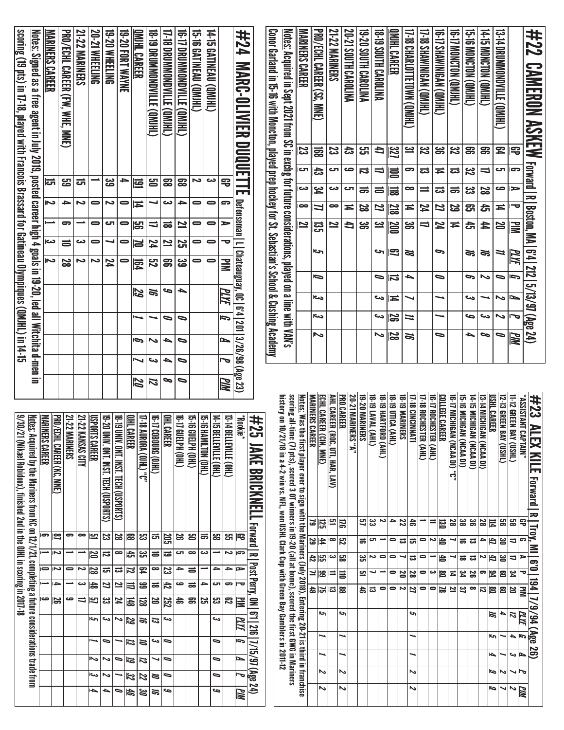# #22 CAMERON ASKEW Forward | R | Boston, MA | 6'4 | 212 | 5/13/97 (Age 24)

| | GP | G | A | P | PIM | PLYF | G | A | P | PIM |
|---|---|---|---|---|---|---|---|---|---|---|
| 13-14 DRUMMONDVILLE (QMJHL) | 64 | 5 | 9 | 14 | 20 | 11 | 0 | 2 | 2 | 0 |
| 14-15 MONCTON (QMJHL) | 66 | 17 | 28 | 45 | 44 | 16 | 2 | 1 | 3 | 8 |
| 15-16 MONCTON (QMJHL) | 66 | 32 | 33 | 65 | 45 | 16 | 6 | 3 | 9 | 4 |
| 16-17 MONCTON (QMJHL) | 32 | 13 | 16 | 29 | 14 | | | | | |
| 16-17 SHAWINIGAN (QMJHL) | 36 | 14 | 13 | 27 | 24 | 6 | 0 | 1 | 1 | 0 |
| 17-18 SHAWINIGAN (QMJHL) | 32 | 13 | 11 | 24 | 17 | | | | | |
| 17-18 CHARLOTTETOWN (QMJHL) | 31 | 6 | 8 | 14 | 36 | 18 | 4 | 7 | 11 | 16 |
| QMJHL CAREER | 327 | 100 | 118 | 218 | 200 | 67 | 12 | 14 | 26 | 28 |
| 18-19 SOUTH CAROLINA | 47 | 17 | 10 | 27 | 31 | 5 | 0 | 3 | 3 | 2 |
| 19-20 SOUTH CAROLINA | 55 | 12 | 16 | 28 | 36 | | | | | |
| 20-21 SOUTH CAROLINA | 43 | 9 | 5 | 14 | 47 | | | | | |
| 21-22 MARINERS | 23 | 5 | 3 | 8 | 21 | | | | | |
| PRO/ECHL CAREER (SC, MNE) | 168 | 43 | 34 | 77 | 135 | 5 | 0 | 3 | 3 | 2 |
| MARINERS CAREER | 23 | 5 | 3 | 8 | 21 | | | | | |

Notes: Acquired in Sept 2021 from SC in exchg for future considerations, played on a line with VAN's Conor Garland in 15-16 with Moncton, played prep hockey for St. Sebastian's School & Cushing Academy

# #23 ALEX KILE Forward | R | Troy, MI | 6'0 | 194 | 7/9/94 (Age 26)

*ASSISTANT CAPTAIN*

| | GP | G | A | P | PIM | PLYF | G | A | P | PIM |
|---|---|---|---|---|---|---|---|---|---|---|
| 11-12 GREEN BAY (USHL) | 58 | 17 | 17 | 34 | 20 | 12 | 4 | 3 | 7 | 2 |
| 12-13 GREEN BAY (USHL) | 56 | 30 | 30 | 60 | 60 | 4 | 1 | 1 | 2 | 7 |
| USHL CAREER | 114 | 47 | 47 | 94 | 80 | 16 | 5 | 4 | 9 | 9 |
| 13-14 MICHIGAN (NCAA DI) | 28 | 4 | 2 | 6 | 12 | | | | | |
| 14-15 MICHIGAN (NCAA DI) | 36 | 13 | 13 | 26 | 8 | | | | | |
| 15-16 MICHIGAN (NCAA DI) | 38 | 16 | 18 | 34 | 37 | | | | | |
| 16-17 MICHIGAN (NCAA DI) "C" | 28 | 7 | 7 | 14 | 21 | | | | | |
| COLLEGE CAREER | 130 | 40 | 40 | 80 | 78 | | | | | |
| 16-17 ROCHESTER (AHL) | 11 | 2 | 1 | 3 | 0 | | | | | |
| 17-18 ROCHESTER (AHL) | 1 | 0 | 0 | 0 | 0 | | | | | |
| 17-18 CINCINNATI | 46 | 15 | 13 | 28 | 27 | 5 | 1 | 1 | 2 | 2 |
| 18-19 MARINERS | 22 | 13 | 7 | 20 | 2 | | | | | |
| 18-19 UTICA (AHL) | 4 | 0 | 0 | 0 | 0 | | | | | |
| 18-19 HARTFORD (AHL) | 2 | 1 | 0 | 1 | 0 | | | | | |
| 18-19 LAVAL (AHL) | 33 | 5 | 2 | 7 | 13 | | | | | |
| 19-20 MARINERS | 57 | 16 | 35 | 51 | 46 | | | | | |
| 20-21 MARINERS "A" | | | | | | | | | | |
| PRO CAREER | 176 | 52 | 58 | 110 | 88 | 5 | 1 | 1 | 2 | 2 |
| AHL CAREER (ROC, UTI, HAR, LAV) | 51 | 8 | 3 | 11 | 13 | | | | | |
| ECHL CAREER (CIN, MNE) | 125 | 44 | 55 | 99 | 75 | 5 | 1 | 1 | 2 | 2 |
| MARINERS CAREER | 79 | 29 | 42 | 71 | 48 | | | | | |

Notes: Was the first player ever to sign with the Mariners (July 2018), Entering 20-21 is third in franchise scoring all-time (71 pts), scored 3 OT winners in 19-20 (all at home), scored the first GWG in Mariners history on 10/21/18 in a 4-2 win vs. NFL, won USHL Clark Cup with Green Bay Gamblers in 2011-12

# #24 MARC-OLIVIER DUQUETTE Defenseman | L | Chateauguay, QC | 6'4 | 201 | 3/26/98 (Age 23)

| | GP | G | A | P | PIM | PLYF | G | A | P | PIM |
|---|---|---|---|---|---|---|---|---|---|---|
| 14-15 GATINEAU (QMJHL) | 3 | 0 | 0 | 0 | 0 | | | | | |
| 15-16 GATINEAU (QMJHL) | 2 | 0 | 0 | 0 | 0 | | | | | |
| 16-17 DRUMMONDVILLE (QMJHL) | 68 | 4 | 21 | 25 | 39 | 4 | 0 | 0 | 0 | 0 |
| 17-18 DRUMMONDVILLE (QMJHL) | 68 | 3 | 18 | 21 | 66 | 9 | 0 | 4 | 4 | 8 |
| 18-19 DRUMMONDVILLE (QMJHL) | 50 | 7 | 17 | 24 | 52 | 16 | 1 | 2 | 3 | 12 |
| QMJHL CAREER | 191 | 14 | 56 | 70 | 164 | 29 | 1 | 6 | 7 | 20 |
| 19-20 FORT WAYNE | 4 | 0 | 0 | 0 | 0 | | | | | |
| 19-20 WHEELING | 39 | 2 | 5 | 7 | 24 | | | | | |
| 20-21 WHEELING | 1 | 0 | 0 | 0 | 2 | | | | | |
| 21-22 MARINERS | 15 | 2 | 1 | 3 | 2 | | | | | |
| PRO/ECHL CAREER (FW, WHE, MNE) | 59 | 4 | 6 | 10 | 28 | | | | | |
| MARINERS CAREER | 15 | 2 | 1 | 3 | 2 | | | | | |

Notes: Signed as a free agent in July 2019, posted career high 4 goals in 19-20, led all Witchita d-men in scoring (19 pts) in 17-18, played with Francis Brassard for Gatineau Olympiques (QMJHL) in 14-15

# #25 JAKE BRICKNELL Forward | R | Post Perry, ON | 6'1 | 216 | 7/15/97 (Age 24)

*Rookie*

| | GP | G | A | P | PIM | PLYF | G | A | P | PIM |
|---|---|---|---|---|---|---|---|---|---|---|
| 13-14 BELLEVILLE (OHL) | 55 | 2 | 4 | 6 | 62 | | | | | |
| 14-15 BELLEVILLE (OHL) | 58 | 1 | 4 | 5 | 53 | 3 | 0 | 0 | 0 | 9 |
| 15-16 HAMILTON (OHL) | 16 | 3 | 1 | 4 | 25 | | | | | |
| 15-16 GUELPH (OHL) | 50 | 8 | 10 | 18 | 66 | | | | | |
| 16-17 GUELPH (OHL) | 26 | 5 | 4 | 9 | 46 | | | | | |
| OHL CAREER | 205 | 19 | 23 | 42 | 252 | 3 | 0 | 0 | 0 | 9 |
| 16-17 COBOURG (OJHL) | 15 | 10 | 8 | 18 | 20 | 13 | 3 | 7 | 10 | 16 |
| 17-18 AURORA (OJHL) "C" | 53 | 35 | 64 | 99 | 128 | 16 | 10 | 12 | 22 | 30 |
| OJHL CAREER | 68 | 45 | 72 | 117 | 148 | 29 | 13 | 19 | 32 | 46 |
| 18-19 UNIV. ONT. INST. TECH (USPORTS) | 28 | 8 | 13 | 21 | 24 | 2 | 1 | 0 | 1 | 0 |
| 19-20 UNIV. ONT. INST. TECH (USPORTS) | 23 | 12 | 15 | 27 | 33 | 3 | 0 | 2 | 2 | 4 |
| USPORTS CAREER | 51 | 20 | 28 | 48 | 57 | 5 | 1 | 2 | 3 | 4 |
| 21-22 KANSAS CITY | 8 | 1 | 2 | 3 | 17 | | | | | |
| 21-22 MARINERS | 6 | 1 | 0 | 1 | 9 | | | | | |
| PRO/ECHL CAREER (KC, MNE) | 14 | 2 | 2 | 4 | 26 | | | | | |
| MARINERS CAREER | 6 | 1 | 0 | 1 | 9 | | | | | |

Notes: Acquired by the Mariners from KC on 12/1/21, completing a future considerations trade from 9/30/21 (Mikael Robidoux), finished 2nd in the OJHL in scoring in 2017-18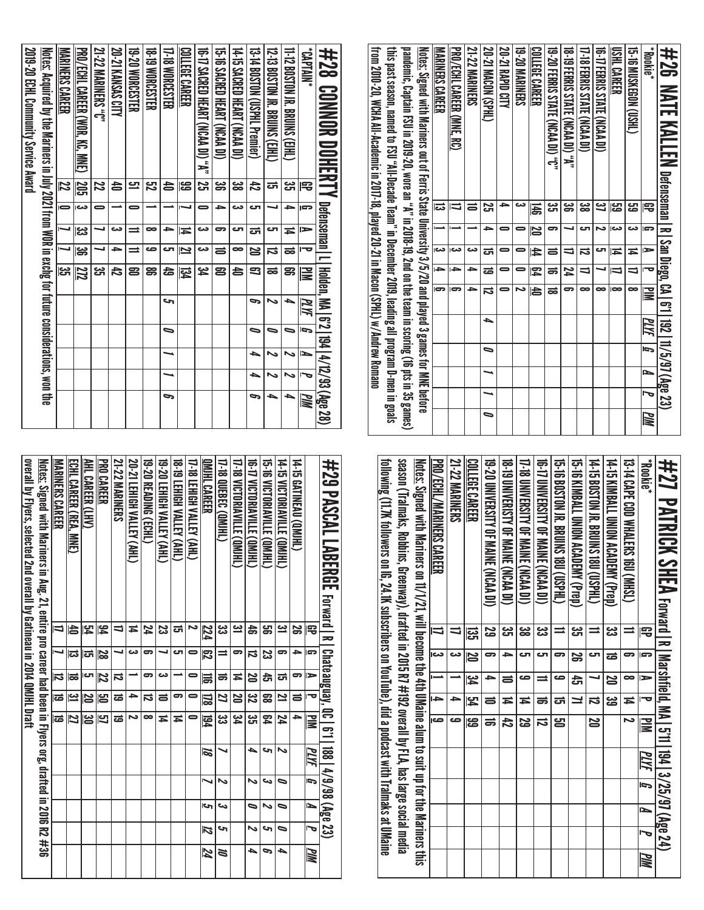# #26 NATE KALLEN

Defenseman | R | San Diego, CA | 6'1 | 192 | 11/5/97 (Age 23)

| *Rookie* | GP | G | A | P | PIM | PLYF | G | A | P | PIM |
|---|---|---|---|---|---|---|---|---|---|---|
| 15-16 MUSKEGON (USHL) | 59 | 3 | 14 | 17 | 8 | | | | | |
| USHL CAREER | 59 | 3 | 14 | 17 | 8 | | | | | |
| 16-17 FERRIS STATE (NCAA DI) | 37 | 2 | 5 | 7 | 8 | | | | | |
| 17-18 FERRIS STATE (NCAA DI) | 38 | 5 | 12 | 17 | 8 | | | | | |
| 18-19 FERRIS STATE (NCAA DI) "A" | 36 | 7 | 17 | 24 | 6 | | | | | |
| 19-20 FERRIS STATE (NCAA DI) "C" | 35 | 6 | 10 | 16 | 18 | | | | | |
| COLLEGE CAREER | 146 | 20 | 44 | 64 | 40 | | | | | |
| 19-20 MARINERS | 3 | 0 | 0 | 0 | 2 | | | | | |
| 20-21 RAPID CITY | 4 | 0 | 0 | 0 | 0 | | | | | |
| 20-21 MACON (SPHL) | 25 | 4 | 15 | 19 | 12 | 4 | 0 | 1 | 1 | 0 |
| 21-22 MARINERS | 10 | 1 | 3 | 4 | 4 | | | | | |
| PRO/ECHL CAREER (MNE, RC) | 17 | 1 | 3 | 4 | 6 | | | | | |
| MARINERS CAREER | 13 | 1 | 3 | 4 | 6 | | | | | |

Notes: Signed with Mariners out of Ferris State University 3/5/20 and played 3 games for MNE before pandemic, Captain FSU in 2019-20, wore an "A" in 2018-19, 2nd on the team in scoring (16 pts in 35 games) this past season, named to FSU "All-Decade Team" in December 209, leading all program D-men in goals from 2010-20, WCHA All-Academic in 2017-18, played 20-21 in Macon (SPHL) w/ Andrew Romano

# #27 PATRICK SHEA

Forward | R | Marshfield, MA | 5'11 | 194 | 3/25/97 (Age 24)

| *Rookie* | GP | G | A | P | PIM | PLYF | G | A | P | PIM |
|---|---|---|---|---|---|---|---|---|---|---|
| 13-14 CAPE COD WHALERS 16U (MHSL) | 11 | 6 | 8 | 14 | 2 | | | | | |
| 14-15 KIMBALL UNION ACADEMY (Prep) | 33 | 19 | 20 | 39 | | | | | | |
| 14-15 BOSTON JR. BRUINS 18U (USPHL) | 11 | 5 | 7 | 12 | 20 | | | | | |
| 15-16 KIMBALL UNION ACADEMY (Prep) | 35 | 26 | 45 | 71 | | | | | | |
| 15-16 BOSTON JR. BRUINS 18U (USPHL) | 11 | 6 | 9 | 15 | 50 | | | | | |
| 16-17 UNIVERSITY OF MAINE (NCAA DI) | 33 | 5 | 11 | 16 | 12 | | | | | |
| 17-18 UNIVERSITY OF MAINE (NCAA DI) | 38 | 5 | 9 | 14 | 29 | | | | | |
| 18-19 UNIVERSITY OF MAINE (NCAA DI) | 35 | 4 | 10 | 14 | 42 | | | | | |
| 19-20 UNIVERSITY OF MAINE (NCAA DI) | 29 | 6 | 4 | 10 | 16 | | | | | |
| COLLEGE CAREER | 135 | 20 | 34 | 54 | 99 | | | | | |
| 21-22 MARINERS | 17 | 3 | 1 | 4 | 9 | | | | | |
| PRO/ECHL/MARINERS CAREER | 17 | 3 | 1 | 4 | 9 | | | | | |

Notes: Signed with Mariners on 11/1/21, will become the 4th UMaine alum to suit up for the Mariners this season (Tralmaks, Robbins, Greenway), drafted in 2015 R7 #192 overall by FLA, has large social media following (11.7K followers on IG, 24.1K subscribers on YouTube), did a podcast with Tralmaks at UMaine

# #28 CONNOR DOHERTY

Defenseman | L | Holden, MA | 6'2 | 194 | 4/12/93 (Age 28)

| *CAPTAIN* | GP | G | A | P | PIM | PLYF | G | A | P | PIM |
|---|---|---|---|---|---|---|---|---|---|---|
| 11-12 BOSTON JR. BRUINS (EHL) | 35 | 4 | 14 | 18 | 66 | 4 | 0 | 2 | 4 | |
| 12-13 BOSTON JR. BRUINS (EHL) | 15 | 7 | 5 | 12 | 18 | 2 | 0 | 2 | 4 | |
| 13-14 BOSTON (USPHL Premier) | 42 | 5 | 15 | 20 | 67 | 6 | 0 | 4 | 6 | |
| 14-15 SACRED HEART (NCAA DI) | 38 | 3 | 5 | 8 | 40 | | | | | |
| 15-16 SACRED HEART (NCAA DI) | 36 | 4 | 6 | 10 | 60 | | | | | |
| 16-17 SACRED HEART (NCAA DI) "A" | 25 | 0 | 3 | 3 | 34 | | | | | |
| COLLEGE CAREER | 99 | 7 | 14 | 21 | 134 | | | | | |
| 17-18 WORCESTER | 40 | 1 | 4 | 5 | 49 | 5 | 0 | 1 | 1 | 6 |
| 18-19 WORCESTER | 52 | 1 | 8 | 9 | 86 | | | | | |
| 19-20 WORCESTER | 51 | 0 | 11 | 11 | 60 | | | | | |
| 20-21 KANSAS CITY | 40 | 1 | 3 | 4 | 42 | | | | | |
| 21-22 MARINERS "C" | 22 | 0 | 7 | 7 | 35 | | | | | |
| PRO/ECHL CAREER (WOR, KC, MNE) | 205 | 3 | 33 | 36 | 272 | | | | | |
| MARINERS CAREER | 22 | 0 | 7 | 7 | 35 | | | | | |

Notes: Acquired by the Mariners in July 2021 from WOR in exchg for future considerations, won the 2019-20 ECHL Community Service Award

# #29 PASCAL LABERGE

Forward | R | Chateauguay, QC | 6'1 | 188 | 4/9/98 (Age 23)

| | GP | G | A | P | PIM | PLYF | G | A | P | PIM |
|---|---|---|---|---|---|---|---|---|---|---|
| 14-15 GATINEAU (QMJHL) | 26 | 4 | 6 | 10 | 4 | | | | | |
| 14-15 VICTORIAVILLE (QMJHL) | 31 | 6 | 15 | 21 | 24 | 2 | 0 | 0 | 0 | 4 |
| 15-16 VICTORIAVILLE (QMJHL) | 56 | 23 | 45 | 68 | 64 | 5 | 3 | 2 | 5 | 6 |
| 16-17 VICTORIAVILLE (QMJHL) | 46 | 12 | 20 | 32 | 35 | 4 | 2 | 0 | 2 | 4 |
| 17-18 VICTORIAVILLE (QMJHL) | 31 | 6 | 14 | 20 | 34 | | | | | |
| 17-18 QUEBEC (QMJHL) | 33 | 11 | 16 | 27 | 33 | 7 | 2 | 3 | 5 | 10 |
| QMJHL CAREER | 224 | 62 | 116 | 178 | 194 | 18 | 7 | 5 | 12 | 24 |
| 17-18 LEHIGH VALLEY (AHL) | 2 | 0 | 0 | 0 | 0 | | | | | |
| 18-19 LEHIGH VALLEY (AHL) | 15 | 5 | 1 | 6 | 14 | | | | | |
| 19-20 LEHIGH VALLEY (AHL) | 23 | 7 | 3 | 10 | 14 | | | | | |
| 19-20 READING (ECHL) | 24 | 6 | 6 | 12 | 8 | | | | | |
| 20-21 LEHIGH VALLEY (AHL) | 14 | 3 | 1 | 4 | 2 | | | | | |
| 21-22 MARINERS | 17 | 7 | 12 | 19 | 19 | | | | | |
| PRO CAREER | 94 | 28 | 22 | 50 | 57 | | | | | |
| AHL CAREER (LHV) | 54 | 15 | 5 | 20 | 30 | | | | | |
| ECHL CAREER (REA, MNE) | 40 | 13 | 18 | 31 | 27 | | | | | |
| MARINERS CAREER | 17 | 7 | 12 | 19 | 19 | | | | | |

Notes: Signed with Mariners in Aug. 21, entire pro career had been in Flyers org, drafted in 2016 R2 #36 overall by Flyers, selected 2nd overall by Gatineau in 2014 QMJHL Draft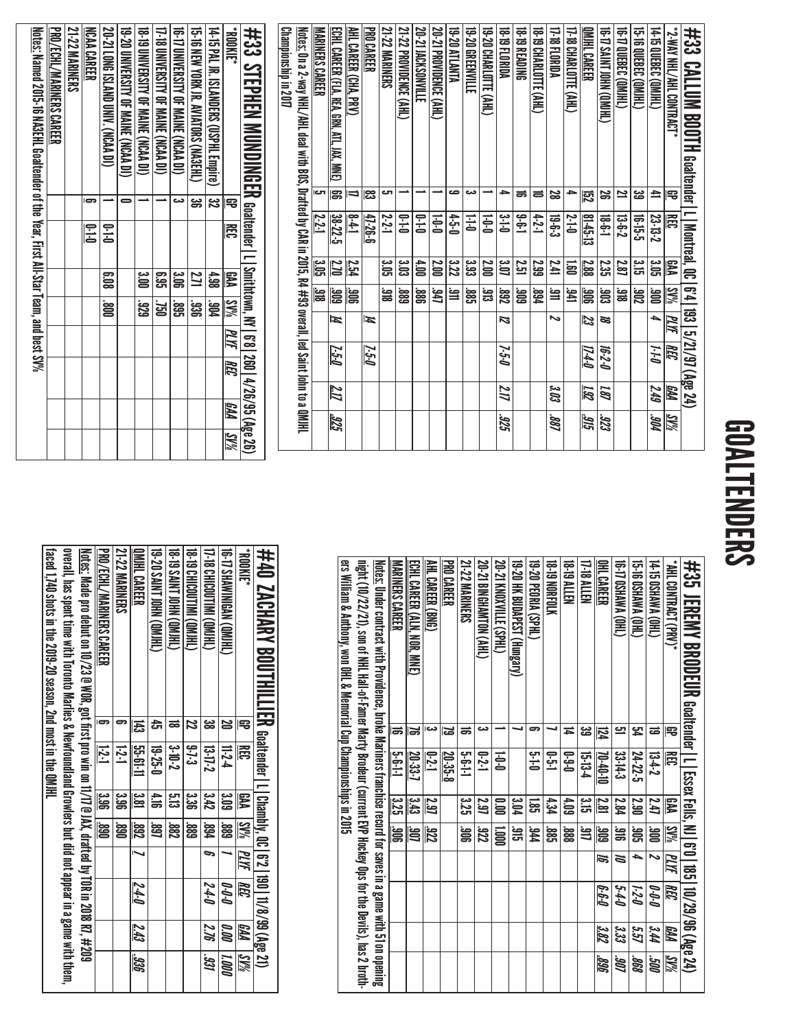# GOALTENDERS

## #33 CALLUM BOOTH Goaltender | L | Montreal, QC | 6'4 | 193 | 5/21/97 (Age 24)

| *2-WAY NHL/AHL CONTRACT* | GP | REC | GAA | SV% | PLYF | REC | GAA | SV% |
|---|---|---|---|---|---|---|---|---|
| 14-15 QUEBEC (QMJHL) | 41 | 23-13-2 | 3.05 | .900 | 4 | 1-1-0 | 2.49 | .904 |
| 15-16 QUEBEC (QMJHL) | 39 | 16-15-5 | 3.15 | .902 | | | | |
| 16-17 QUEBEC (QMJHL) | 21 | 13-6-2 | 2.87 | .918 | | | | |
| 16-17 SAINT JOHN (QMJHL) | 26 | 18-6-1 | 2.35 | .903 | 18 | 16-2-0 | 1.87 | .923 |
| QMJHL CAREER | 152 | 81-45-13 | 2.88 | .906 | 23 | 17-4-0 | 1.92 | .915 |
| 17-18 CHARLOTTE (AHL) | 4 | 2-1-0 | 1.60 | .941 | | | | |
| 17-18 FLORIDA | 28 | 19-6-3 | 2.41 | .911 | 2 | | 3.03 | .887 |
| 18-19 CHARLOTTE (AHL) | 10 | 4-2-1 | 2.99 | .894 | | | | |
| 18-19 READING | 16 | 9-6-1 | 2.51 | .909 | | | | |
| 18-19 FLORIDA | 4 | 3-1-0 | 3.07 | .892 | 12 | 7-5-0 | 2.17 | .925 |
| 19-20 CHARLOTTE (AHL) | 1 | 1-0-0 | 2.00 | .913 | | | | |
| 19-20 GREENVILLE | 3 | 1-1-0 | 3.93 | .885 | | | | |
| 19-20 ATLANTA | 9 | 4-5-0 | 3.22 | .911 | | | | |
| 20-21 PROVIDENCE (AHL) | 1 | 1-0-0 | 2.00 | .947 | | | | |
| 20-21 JACKSONVILLE | 1 | 0-1-0 | 4.00 | .886 | | | | |
| 21-22 PROVIDENCE (AHL) | 1 | 0-1-0 | 3.03 | .889 | | | | |
| 21-22 MARINERS | 5 | 2-2-1 | 3.05 | .918 | | | | |
| PRO CAREER | 83 | 47-26-6 | | | 14 | 7-5-0 | | |
| AHL CAREER (CHA, PRV) | 17 | 8-4-1 | 2.54 | .906 | | | | |
| ECHL CAREER (FLA, REA, GRN, ATL, JAX, MNE) | 66 | 39-22-5 | 2.70 | .909 | 14 | 7-5-0 | 2.17 | .925 |
| MARINERS CAREER | 5 | 2-2-1 | 3.05 | .918 | | | | |

Notes: On a 2-way NHL/AHL deal with BOS, Drafted by CAR in 2015, R4 #93 overall, led Saint John to a QMJHL Championship in 2017

## #33 STEPHEN MUNDINGER Goaltender | L | Smithtown, NY | 6'8 | 260 | 4/26/95 (Age 26)

| *ROOKIE* | GP | REC | GAA | SV% | PLYF | REC | GAA | SV% |
|---|---|---|---|---|---|---|---|---|
| 14-15 PAL JR. ISLANDERS (USPHL Empire) | 32 | | 4.98 | .904 | | | | |
| 15-16 NEW YORK JR. AVIATORS (NA3EHL) | 36 | | 2.71 | .936 | | | | |
| 16-17 UNIVERSITY OF MAINE (NCAA DI) | 3 | | 3.06 | .895 | | | | |
| 17-18 UNIVERSITY OF MAINE (NCAA DI) | 1 | | 6.95 | .750 | | | | |
| 18-19 UNIVERSITY OF MAINE (NCAA DI) | 1 | | 3.00 | .923 | | | | |
| 19-20 UNIVERSITY OF MAINE (NCAA DI) | 0 | | | | | | | |
| 20-21 LONG ISLAND UNIV. (NCAA DI) | 1 | 0-1-0 | 6.08 | .800 | | | | |
| NCAA CAREER | 6 | 0-1-0 | | | | | | |
| 21-22 MARINERS | | | | | | | | |
| PRO/ECHL/MARINERS CAREER | | | | | | | | |

Notes: Named 2015-16 NA3EHL Goaltender of the Year, First All-Star Team, and best SV%

## #35 JEREMY BRODEUR Goaltender | L | Essex Fells, NJ | 6'0 | 185 | 10/29/96 (Age 24)

| *AHL CONTRACT (PRV)* | GP | REC | GAA | SV% | PLYF | REC | GAA | SV% |
|---|---|---|---|---|---|---|---|---|
| 14-15 OSHAWA (OHL) | 19 | 13-4-2 | 2.47 | .900 | 2 | 0-0-0 | 3.44 | .500 |
| 15-16 OSHAWA (OHL) | 54 | 24-22-5 | 2.90 | .905 | 4 | 1-2-0 | 5.57 | .868 |
| 16-17 OSHAWA (OHL) | 51 | 33-14-3 | 2.84 | .916 | 10 | 5-4-0 | 3.33 | .907 |
| OHL CAREER | 124 | 70-40-10 | 2.81 | .909 | 16 | 6-6-0 | 3.82 | .896 |
| 17-18 ALLEN | 39 | 15-13-4 | 3.15 | .917 | | | | |
| 18-19 ALLEN | 14 | 0-9-0 | 4.09 | .888 | | | | |
| 18-19 NORFOLK | 7 | 0-5-1 | 4.34 | .885 | | | | |
| 19-20 PEORIA (SPHL) | 6 | 5-1-0 | 1.85 | .944 | | | | |
| 19-20 HK BUDAPEST (Hungary) | 7 | | 3.04 | .915 | | | | |
| 20-21 KNOXVILLE (SPHL) | 1 | 1-0-0 | 0.00 | 1.000 | | | | |
| 20-21 BINGHAMTON (AHL) | 3 | 0-2-1 | 2.97 | .922 | | | | |
| 21-22 MARINERS | 16 | 5-6-1-1 | 3.25 | .906 | | | | |
| PRO CAREER | 79 | 20-35-8 | | | | | | |
| AHL CAREER (BNG) | 3 | 0-2-1 | 2.97 | .922 | | | | |
| ECHL CAREER (ALN, NOR, MNE) | 76 | 20-33-7 | 3.43 | .907 | | | | |
| MARINERS CAREER | 16 | 5-6-1-1 | 3.25 | .906 | | | | |

Notes: Under contract with Providence, broke Mariners franchise record for saves in a game with 51 on opening night (10/22/21), son of NHL Hall-of-Famer Marty Brodeur (current EVP Hockey Ops for the Devils), has 2 brothers William & Anthony, won OHL & Memorial Cup Championships in 2015

## #40 ZACHARY BOUTHILLIER Goaltender | L | Chambly, QC | 6'2 | 190 | 11/8/99 (Age 21)

| *ROOKIE* | GP | REC | GAA | SV% | PLYF | REC | GAA | SV% |
|---|---|---|---|---|---|---|---|---|
| 16-17 SHAWINIGAN (QMJHL) | 20 | 11-2-4 | 3.09 | .889 | 1 | 0-0-0 | 0.00 | 1.000 |
| 17-18 CHICOUTIMI (QMJHL) | 38 | 13-17-2 | 3.42 | .894 | 6 | 2-4-0 | 2.76 | .931 |
| 18-19 CHICOUTIMI (QMJHL) | 22 | 9-7-3 | 3.36 | .889 | | | | |
| 18-19 SAINT JOHN (QMJHL) | 18 | 3-10-2 | 5.13 | .882 | | | | |
| 19-20 SAINT JOHN (QMJHL) | 45 | 19-25-0 | 4.16 | .897 | | | | |
| QMJHL CAREER | 143 | 55-61-11 | 3.81 | .892 | 7 | 2-4-0 | 2.43 | .936 |
| 21-22 MARINERS | 6 | 1-2-1 | 3.96 | .890 | | | | |
| PRO/ECHL/MARINERS CAREER | 6 | 1-2-1 | 3.96 | .890 | | | | |

Notes: Made pro debut on 10/23 @ WOR, got first pro win on 11/17 @ JAX, drafted by TOR in 2018 R7, #209 overall, has spent time with Toronto Marlies & Newfoundland Growlers but did not appear in a game with them, faced 1,740 shots in the 2019-20 season, 2nd most in the QMJHL